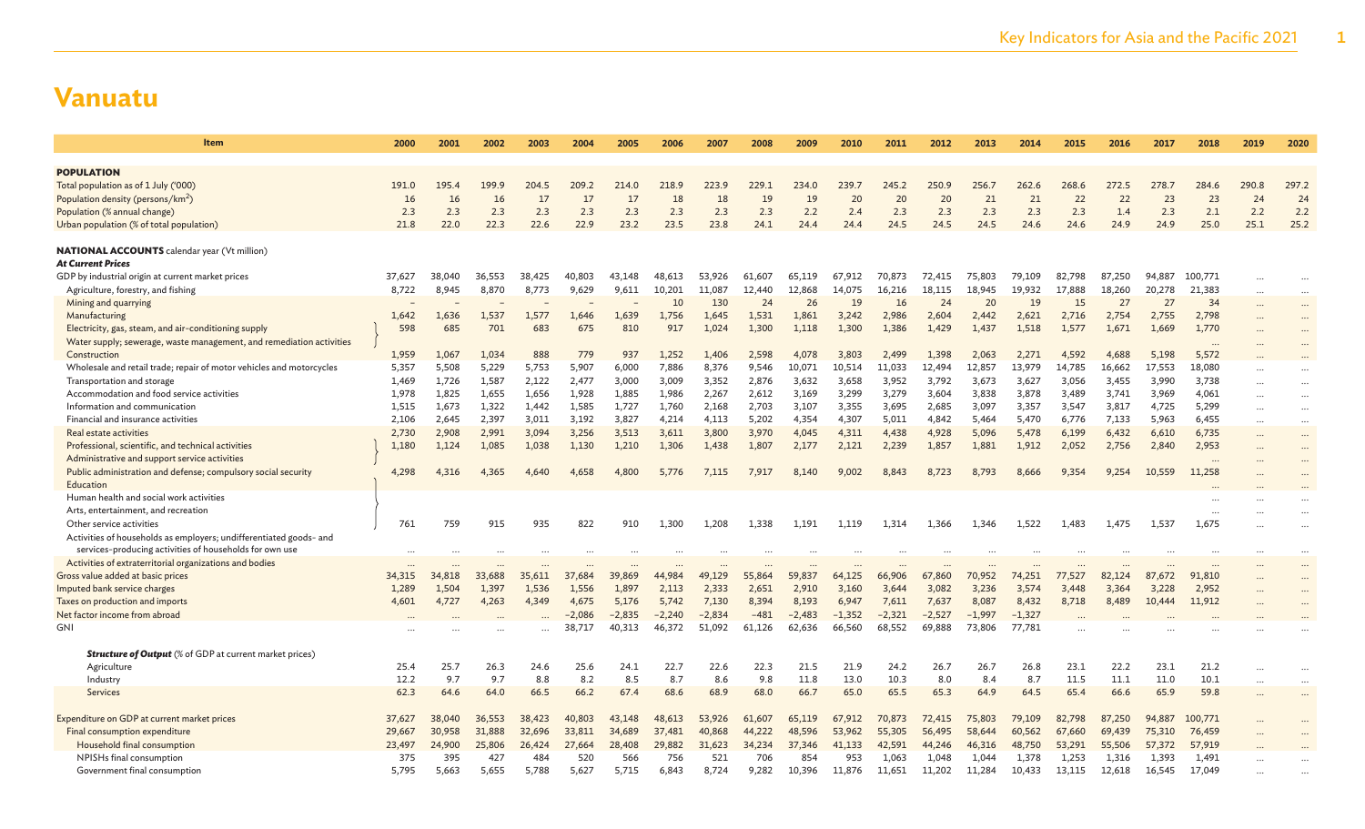# Vanuatu

| Item | 2000 | 2001 | 2002 | 2003 | 2004 | 2005 | 2006 | 2007 | 2008 | 2009 | 2010 | 2011 | 2012 | 2013 | 2014 | 2015 | 2016 | 2017 | 2018 | 2019 | 2020 |
|---|---|---|---|---|---|---|---|---|---|---|---|---|---|---|---|---|---|---|---|---|---|
| **POPULATION** | | | | | | | | | | | | | | | | | | | | | |
| Total population as of 1 July ('000) | 191.0 | 195.4 | 199.9 | 204.5 | 209.2 | 214.0 | 218.9 | 223.9 | 229.1 | 234.0 | 239.7 | 245.2 | 250.9 | 256.7 | 262.6 | 268.6 | 272.5 | 278.7 | 284.6 | 290.8 | 297.2 |
| Population density (persons/km$^2$) | 16 | 16 | 16 | 17 | 17 | 17 | 18 | 18 | 19 | 19 | 20 | 20 | 20 | 21 | 21 | 22 | 22 | 23 | 23 | 24 | 24 |
| Population (% annual change) | 2.3 | 2.3 | 2.3 | 2.3 | 2.3 | 2.3 | 2.3 | 2.3 | 2.3 | 2.2 | 2.4 | 2.3 | 2.3 | 2.3 | 2.3 | 2.3 | 1.4 | 2.3 | 2.1 | 2.2 | 2.2 |
| Urban population (% of total population) | 21.8 | 22.0 | 22.3 | 22.6 | 22.9 | 23.2 | 23.5 | 23.8 | 24.1 | 24.4 | 24.4 | 24.5 | 24.5 | 24.5 | 24.6 | 24.6 | 24.9 | 24.9 | 25.0 | 25.1 | 25.2 |
| **NATIONAL ACCOUNTS** calendar year (Vt million) | | | | | | | | | | | | | | | | | | | | | |
| ***At Current Prices*** | | | | | | | | | | | | | | | | | | | | | |
| GDP by industrial origin at current market prices | 37,627 | 38,040 | 36,553 | 38,425 | 40,803 | 43,148 | 48,613 | 53,926 | 61,607 | 65,119 | 67,912 | 70,873 | 72,415 | 75,803 | 79,109 | 82,798 | 87,250 | 94,887 | 100,771 | … | … |
| Agriculture, forestry, and fishing | 8,722 | 8,945 | 8,870 | 8,773 | 9,629 | 9,611 | 10,201 | 11,087 | 12,440 | 12,868 | 14,075 | 16,216 | 18,115 | 18,945 | 19,932 | 17,888 | 18,260 | 20,278 | 21,383 | … | … |
| Mining and quarrying | – | – | – | – | – | – | 10 | 130 | 24 | 26 | 19 | 16 | 24 | 20 | 19 | 15 | 27 | 27 | 34 | … | … |
| Manufacturing | 1,642 | 1,636 | 1,537 | 1,577 | 1,646 | 1,639 | 1,756 | 1,645 | 1,531 | 1,861 | 3,242 | 2,986 | 2,604 | 2,442 | 2,621 | 2,716 | 2,754 | 2,755 | 2,798 | … | … |
| Electricity, gas, steam, and air-conditioning supply | 598 | 685 | 701 | 683 | 675 | 810 | 917 | 1,024 | 1,300 | 1,118 | 1,300 | 1,386 | 1,429 | 1,437 | 1,518 | 1,577 | 1,671 | 1,669 | 1,770 | … | … |
| Water supply; sewerage, waste management, and remediation activities | | | | | | | | | | | | | | | | | | | … | … | … |
| Construction | 1,959 | 1,067 | 1,034 | 888 | 779 | 937 | 1,252 | 1,406 | 2,598 | 4,078 | 3,803 | 2,499 | 1,398 | 2,063 | 2,271 | 4,592 | 4,688 | 5,198 | 5,572 | … | … |
| Wholesale and retail trade; repair of motor vehicles and motorcycles | 5,357 | 5,508 | 5,229 | 5,753 | 5,907 | 6,000 | 7,886 | 8,376 | 9,546 | 10,071 | 10,514 | 11,033 | 12,494 | 12,857 | 13,979 | 14,785 | 16,662 | 17,553 | 18,080 | … | … |
| Transportation and storage | 1,469 | 1,726 | 1,587 | 2,122 | 2,477 | 3,000 | 3,009 | 3,352 | 2,876 | 3,632 | 3,658 | 3,952 | 3,792 | 3,673 | 3,627 | 3,056 | 3,455 | 3,990 | 3,738 | … | … |
| Accommodation and food service activities | 1,978 | 1,825 | 1,655 | 1,656 | 1,928 | 1,885 | 1,986 | 2,267 | 2,612 | 3,169 | 3,299 | 3,279 | 3,604 | 3,838 | 3,878 | 3,489 | 3,741 | 3,969 | 4,061 | … | … |
| Information and communication | 1,515 | 1,673 | 1,322 | 1,442 | 1,585 | 1,727 | 1,760 | 2,168 | 2,703 | 3,107 | 3,355 | 3,695 | 2,685 | 3,097 | 3,357 | 3,547 | 3,817 | 4,725 | 5,299 | … | … |
| Financial and insurance activities | 2,106 | 2,645 | 2,397 | 3,011 | 3,192 | 3,827 | 4,214 | 4,113 | 5,202 | 4,354 | 4,307 | 5,011 | 4,842 | 5,464 | 5,470 | 6,776 | 7,133 | 5,963 | 6,455 | … | … |
| Real estate activities | 2,730 | 2,908 | 2,991 | 3,094 | 3,256 | 3,513 | 3,611 | 3,800 | 3,970 | 4,045 | 4,311 | 4,438 | 4,928 | 5,096 | 5,478 | 6,199 | 6,432 | 6,610 | 6,735 | … | … |
| Professional, scientific, and technical activities | 1,180 | 1,124 | 1,085 | 1,038 | 1,130 | 1,210 | 1,306 | 1,438 | 1,807 | 2,177 | 2,121 | 2,239 | 1,857 | 1,881 | 1,912 | 2,052 | 2,756 | 2,840 | 2,953 | … | … |
| Administrative and support service activities | | | | | | | | | | | | | | | | | | | … | … | … |
| Public administration and defense; compulsory social security | 4,298 | 4,316 | 4,365 | 4,640 | 4,658 | 4,800 | 5,776 | 7,115 | 7,917 | 8,140 | 9,002 | 8,843 | 8,723 | 8,793 | 8,666 | 9,354 | 9,254 | 10,559 | 11,258 | … | … |
| Education | | | | | | | | | | | | | | | | | | | … | … | … |
| Human health and social work activities | | | | | | | | | | | | | | | | | | | … | … | … |
| Arts, entertainment, and recreation | | | | | | | | | | | | | | | | | | | … | … | … |
| Other service activities | 761 | 759 | 915 | 935 | 822 | 910 | 1,300 | 1,208 | 1,338 | 1,191 | 1,119 | 1,314 | 1,366 | 1,346 | 1,522 | 1,483 | 1,475 | 1,537 | 1,675 | … | … |
| Activities of households as employers; undifferentiated goods- and services-producing activities of households for own use | … | … | … | … | … | … | … | … | … | … | … | … | … | … | … | … | … | … | … | … | … |
| Activities of extraterritorial organizations and bodies | … | … | … | … | … | … | … | … | … | … | … | … | … | … | … | … | … | … | … | … | … |
| Gross value added at basic prices | 34,315 | 34,818 | 33,688 | 35,611 | 37,684 | 39,869 | 44,984 | 49,129 | 55,864 | 59,837 | 64,125 | 66,906 | 67,860 | 70,952 | 74,251 | 77,527 | 82,124 | 87,672 | 91,810 | … | … |
| Imputed bank service charges | 1,289 | 1,504 | 1,397 | 1,536 | 1,556 | 1,897 | 2,113 | 2,333 | 2,651 | 2,910 | 3,160 | 3,644 | 3,082 | 3,236 | 3,574 | 3,448 | 3,364 | 3,228 | 2,952 | … | … |
| Taxes on production and imports | 4,601 | 4,727 | 4,263 | 4,349 | 4,675 | 5,176 | 5,742 | 7,130 | 8,394 | 8,193 | 6,947 | 7,611 | 7,637 | 8,087 | 8,432 | 8,718 | 8,489 | 10,444 | 11,912 | … | … |
| Net factor income from abroad | … | … | … | … | −2,086 | −2,835 | −2,240 | −2,834 | −481 | −2,483 | −1,352 | −2,321 | −2,527 | −1,997 | −1,327 | … | … | … | … | … | … |
| GNI | … | … | … | … | 38,717 | 40,313 | 46,372 | 51,092 | 61,126 | 62,636 | 66,560 | 68,552 | 69,888 | 73,806 | 77,781 | … | … | … | … | … | … |
| ***Structure of Output*** (% of GDP at current market prices) | | | | | | | | | | | | | | | | | | | | | |
| Agriculture | 25.4 | 25.7 | 26.3 | 24.6 | 25.6 | 24.1 | 22.7 | 22.6 | 22.3 | 21.5 | 21.9 | 24.2 | 26.7 | 26.7 | 26.8 | 23.1 | 22.2 | 23.1 | 21.2 | … | … |
| Industry | 12.2 | 9.7 | 9.7 | 8.8 | 8.2 | 8.5 | 8.7 | 8.6 | 9.8 | 11.8 | 13.0 | 10.3 | 8.0 | 8.4 | 8.7 | 11.5 | 11.1 | 11.0 | 10.1 | … | … |
| Services | 62.3 | 64.6 | 64.0 | 66.5 | 66.2 | 67.4 | 68.6 | 68.9 | 68.0 | 66.7 | 65.0 | 65.5 | 65.3 | 64.9 | 64.5 | 65.4 | 66.6 | 65.9 | 59.8 | … | … |
| Expenditure on GDP at current market prices | 37,627 | 38,040 | 36,553 | 38,423 | 40,803 | 43,148 | 48,613 | 53,926 | 61,607 | 65,119 | 67,912 | 70,873 | 72,415 | 75,803 | 79,109 | 82,798 | 87,250 | 94,887 | 100,771 | … | … |
| Final consumption expenditure | 29,667 | 30,958 | 31,888 | 32,696 | 33,811 | 34,689 | 37,481 | 40,868 | 44,222 | 48,596 | 53,962 | 55,305 | 56,495 | 58,644 | 60,562 | 67,660 | 69,439 | 75,310 | 76,459 | … | … |
| Household final consumption | 23,497 | 24,900 | 25,806 | 26,424 | 27,664 | 28,408 | 29,882 | 31,623 | 34,234 | 37,346 | 41,133 | 42,591 | 44,246 | 46,316 | 48,750 | 53,291 | 55,506 | 57,372 | 57,919 | … | … |
| NPISHs final consumption | 375 | 395 | 427 | 484 | 520 | 566 | 756 | 521 | 706 | 854 | 953 | 1,063 | 1,048 | 1,044 | 1,378 | 1,253 | 1,316 | 1,393 | 1,491 | … | … |
| Government final consumption | 5,795 | 5,663 | 5,655 | 5,788 | 5,627 | 5,715 | 6,843 | 8,724 | 9,282 | 10,396 | 11,876 | 11,651 | 11,202 | 11,284 | 10,433 | 13,115 | 12,618 | 16,545 | 17,049 | … | … |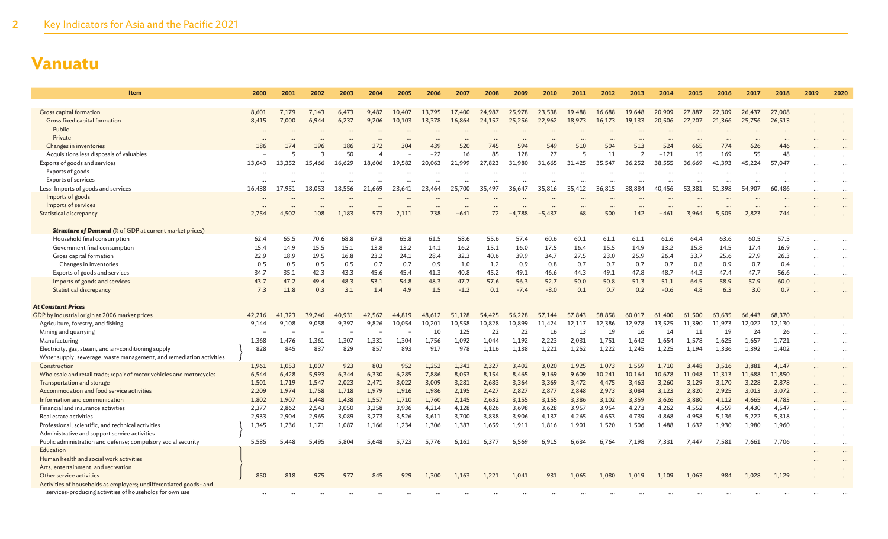# Vanuatu

| Item | 2000 | 2001 | 2002 | 2003 | 2004 | 2005 | 2006 | 2007 | 2008 | 2009 | 2010 | 2011 | 2012 | 2013 | 2014 | 2015 | 2016 | 2017 | 2018 | 2019 | 2020 |
|---|---|---|---|---|---|---|---|---|---|---|---|---|---|---|---|---|---|---|---|---|---|
| Gross capital formation | 8,601 | 7,179 | 7,143 | 6,473 | 9,482 | 10,407 | 13,795 | 17,400 | 24,987 | 25,978 | 23,538 | 19,488 | 16,688 | 19,648 | 20,909 | 27,887 | 22,309 | 26,437 | 27,008 | … | … |
| Gross fixed capital formation | 8,415 | 7,000 | 6,944 | 6,237 | 9,206 | 10,103 | 13,378 | 16,864 | 24,157 | 25,256 | 22,962 | 18,973 | 16,173 | 19,133 | 20,506 | 27,207 | 21,366 | 25,756 | 26,513 | … | … |
| Public | … | … | … | … | … | … | … | … | … | … | … | … | … | … | … | … | … | … | … | … | … |
| Private | … | … | … | … | … | … | … | … | … | … | … | … | … | … | … | … | … | … | … | … | … |
| Changes in inventories | 186 | 174 | 196 | 186 | 272 | 304 | 439 | 520 | 745 | 594 | 549 | 510 | 504 | 513 | 524 | 665 | 774 | 626 | 446 | … | … |
| Acquisitions less disposals of valuables | – | 5 | 3 | 50 | 4 | – | −22 | 16 | 85 | 128 | 27 | 5 | 11 | 2 | −121 | 15 | 169 | 55 | 48 | … | … |
| Exports of goods and services | 13,043 | 13,352 | 15,466 | 16,629 | 18,606 | 19,582 | 20,063 | 21,999 | 27,823 | 31,980 | 31,665 | 31,425 | 35,547 | 36,252 | 38,555 | 36,669 | 41,393 | 45,224 | 57,047 | … | … |
| Exports of goods | … | … | … | … | … | … | … | … | … | … | … | … | … | … | … | … | … | … | … | … | … |
| Exports of services | … | … | … | … | … | … | … | … | … | … | … | … | … | … | … | … | … | … | … | … | … |
| Less: Imports of goods and services | 16,438 | 17,951 | 18,053 | 18,556 | 21,669 | 23,641 | 23,464 | 25,700 | 35,497 | 36,647 | 35,816 | 35,412 | 36,815 | 38,884 | 40,456 | 53,381 | 51,398 | 54,907 | 60,486 | … | … |
| Imports of goods | … | … | … | … | … | … | … | … | … | … | … | … | … | … | … | … | … | … | … | … | … |
| Imports of services | … | … | … | … | … | … | … | … | … | … | … | … | … | … | … | … | … | … | … | … | … |
| Statistical discrepancy | 2,754 | 4,502 | 108 | 1,183 | 573 | 2,111 | 738 | −641 | 72 | −4,788 | −5,437 | 68 | 500 | 142 | −461 | 3,964 | 5,505 | 2,823 | 744 | … | … |
| ***Structure of Demand*** (% of GDP at current market prices) | | | | | | | | | | | | | | | | | | | | | |
| Household final consumption | 62.4 | 65.5 | 70.6 | 68.8 | 67.8 | 65.8 | 61.5 | 58.6 | 55.6 | 57.4 | 60.6 | 60.1 | 61.1 | 61.1 | 61.6 | 64.4 | 63.6 | 60.5 | 57.5 | … | … |
| Government final consumption | 15.4 | 14.9 | 15.5 | 15.1 | 13.8 | 13.2 | 14.1 | 16.2 | 15.1 | 16.0 | 17.5 | 16.4 | 15.5 | 14.9 | 13.2 | 15.8 | 14.5 | 17.4 | 16.9 | … | … |
| Gross capital formation | 22.9 | 18.9 | 19.5 | 16.8 | 23.2 | 24.1 | 28.4 | 32.3 | 40.6 | 39.9 | 34.7 | 27.5 | 23.0 | 25.9 | 26.4 | 33.7 | 25.6 | 27.9 | 26.3 | … | … |
| Changes in inventories | 0.5 | 0.5 | 0.5 | 0.5 | 0.7 | 0.7 | 0.9 | 1.0 | 1.2 | 0.9 | 0.8 | 0.7 | 0.7 | 0.7 | 0.7 | 0.8 | 0.9 | 0.7 | 0.4 | … | … |
| Exports of goods and services | 34.7 | 35.1 | 42.3 | 43.3 | 45.6 | 45.4 | 41.3 | 40.8 | 45.2 | 49.1 | 46.6 | 44.3 | 49.1 | 47.8 | 48.7 | 44.3 | 47.4 | 47.7 | 56.6 | … | … |
| Imports of goods and services | 43.7 | 47.2 | 49.4 | 48.3 | 53.1 | 54.8 | 48.3 | 47.7 | 57.6 | 56.3 | 52.7 | 50.0 | 50.8 | 51.3 | 51.1 | 64.5 | 58.9 | 57.9 | 60.0 | … | … |
| Statistical discrepancy | 7.3 | 11.8 | 0.3 | 3.1 | 1.4 | 4.9 | 1.5 | -1.2 | 0.1 | -7.4 | -8.0 | 0.1 | 0.7 | 0.2 | -0.6 | 4.8 | 6.3 | 3.0 | 0.7 | … | … |
| ***At Constant Prices*** | | | | | | | | | | | | | | | | | | | | | |
| GDP by industrial origin at 2006 market prices | 42,216 | 41,323 | 39,246 | 40,931 | 42,562 | 44,819 | 48,612 | 51,128 | 54,425 | 56,228 | 57,144 | 57,843 | 58,858 | 60,017 | 61,400 | 61,500 | 63,635 | 66,443 | 68,370 | … | … |
| Agriculture, forestry, and fishing | 9,144 | 9,108 | 9,058 | 9,397 | 9,826 | 10,054 | 10,201 | 10,558 | 10,828 | 10,899 | 11,424 | 12,117 | 12,386 | 12,978 | 13,525 | 11,390 | 11,973 | 12,022 | 12,130 | … | … |
| Mining and quarrying | – | – | – | – | – | – | 10 | 125 | 22 | 22 | 16 | 13 | 19 | 16 | 14 | 11 | 19 | 24 | 26 | … | … |
| Manufacturing | 1,368 | 1,476 | 1,361 | 1,307 | 1,331 | 1,304 | 1,756 | 1,092 | 1,044 | 1,192 | 2,223 | 2,031 | 1,751 | 1,642 | 1,654 | 1,578 | 1,625 | 1,657 | 1,721 | … | … |
| Electricity, gas, steam, and air-conditioning supply; Water supply; sewerage, waste management, and remediation activities | 828 | 845 | 837 | 829 | 857 | 893 | 917 | 978 | 1,116 | 1,138 | 1,221 | 1,252 | 1,222 | 1,245 | 1,225 | 1,194 | 1,336 | 1,392 | 1,402 | … | … |
| Construction | 1,961 | 1,053 | 1,007 | 923 | 803 | 952 | 1,252 | 1,341 | 2,327 | 3,402 | 3,020 | 1,925 | 1,073 | 1,559 | 1,710 | 3,448 | 3,516 | 3,881 | 4,147 | … | … |
| Wholesale and retail trade; repair of motor vehicles and motorcycles | 6,544 | 6,428 | 5,993 | 6,344 | 6,330 | 6,285 | 7,886 | 8,053 | 8,154 | 8,465 | 9,169 | 9,609 | 10,241 | 10,164 | 10,678 | 11,048 | 11,313 | 11,688 | 11,850 | … | … |
| Transportation and storage | 1,501 | 1,719 | 1,547 | 2,023 | 2,471 | 3,022 | 3,009 | 3,281 | 2,683 | 3,364 | 3,369 | 3,472 | 4,475 | 3,463 | 3,260 | 3,129 | 3,170 | 3,228 | 2,878 | … | … |
| Accommodation and food service activities | 2,209 | 1,974 | 1,758 | 1,718 | 1,979 | 1,916 | 1,986 | 2,195 | 2,427 | 2,827 | 2,877 | 2,848 | 2,973 | 3,084 | 3,123 | 2,820 | 2,925 | 3,013 | 3,072 | … | … |
| Information and communication | 1,802 | 1,907 | 1,448 | 1,438 | 1,557 | 1,710 | 1,760 | 2,145 | 2,632 | 3,155 | 3,155 | 3,386 | 3,102 | 3,359 | 3,626 | 3,880 | 4,112 | 4,665 | 4,783 | … | … |
| Financial and insurance activities | 2,377 | 2,862 | 2,543 | 3,050 | 3,258 | 3,936 | 4,214 | 4,128 | 4,826 | 3,698 | 3,628 | 3,957 | 3,954 | 4,273 | 4,262 | 4,552 | 4,559 | 4,430 | 4,547 | … | … |
| Real estate activities | 2,933 | 2,904 | 2,965 | 3,089 | 3,273 | 3,526 | 3,611 | 3,700 | 3,838 | 3,906 | 4,137 | 4,265 | 4,653 | 4,739 | 4,868 | 4,958 | 5,136 | 5,222 | 5,318 | … | … |
| Professional, scientific, and technical activities; Administrative and support service activities | 1,345 | 1,236 | 1,171 | 1,087 | 1,166 | 1,234 | 1,306 | 1,383 | 1,659 | 1,911 | 1,816 | 1,901 | 1,520 | 1,506 | 1,488 | 1,632 | 1,930 | 1,980 | 1,960 | … | … |
| Public administration and defense; compulsory social security | 5,585 | 5,448 | 5,495 | 5,804 | 5,648 | 5,723 | 5,776 | 6,161 | 6,377 | 6,569 | 6,915 | 6,634 | 6,764 | 7,198 | 7,331 | 7,447 | 7,581 | 7,661 | 7,706 | … | … |
| Education; Human health and social work activities; Arts, entertainment, and recreation; Other service activities | 850 | 818 | 975 | 977 | 845 | 929 | 1,300 | 1,163 | 1,221 | 1,041 | 931 | 1,065 | 1,080 | 1,019 | 1,109 | 1,063 | 984 | 1,028 | 1,129 | … | … |
| Activities of households as employers; undifferentiated goods- and services-producing activities of households for own use | … | … | … | … | … | … | … | … | … | … | … | … | … | … | … | … | … | … | … | … | … |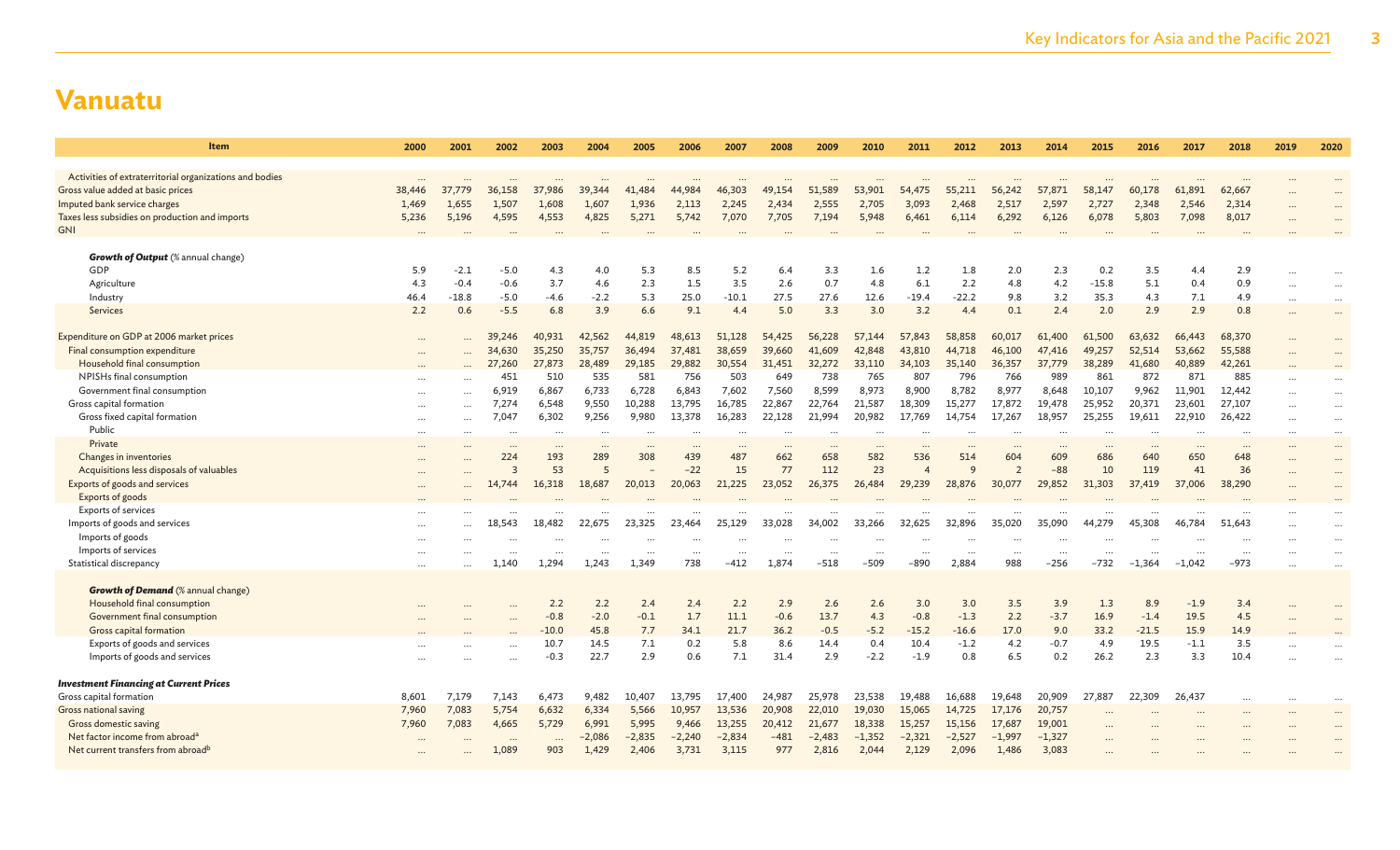# Vanuatu

| Item | 2000 | 2001 | 2002 | 2003 | 2004 | 2005 | 2006 | 2007 | 2008 | 2009 | 2010 | 2011 | 2012 | 2013 | 2014 | 2015 | 2016 | 2017 | 2018 | 2019 | 2020 |
|---|---|---|---|---|---|---|---|---|---|---|---|---|---|---|---|---|---|---|---|---|---|
| Activities of extraterritorial organizations and bodies | ... | ... | ... | ... | ... | ... | ... | ... | ... | ... | ... | ... | ... | ... | ... | ... | ... | ... | ... | ... | ... |
| Gross value added at basic prices | 38,446 | 37,779 | 36,158 | 37,986 | 39,344 | 41,484 | 44,984 | 46,303 | 49,154 | 51,589 | 53,901 | 54,475 | 55,211 | 56,242 | 57,871 | 58,147 | 60,178 | 61,891 | 62,667 | ... | ... |
| Imputed bank service charges | 1,469 | 1,655 | 1,507 | 1,608 | 1,607 | 1,936 | 2,113 | 2,245 | 2,434 | 2,555 | 2,705 | 3,093 | 2,468 | 2,517 | 2,597 | 2,727 | 2,348 | 2,546 | 2,314 | ... | ... |
| Taxes less subsidies on production and imports | 5,236 | 5,196 | 4,595 | 4,553 | 4,825 | 5,271 | 5,742 | 7,070 | 7,705 | 7,194 | 5,948 | 6,461 | 6,114 | 6,292 | 6,126 | 6,078 | 5,803 | 7,098 | 8,017 | ... | ... |
| GNI | ... | ... | ... | ... | ... | ... | ... | ... | ... | ... | ... | ... | ... | ... | ... | ... | ... | ... | ... | ... | ... |
| ***Growth of Output*** (% annual change) | | | | | | | | | | | | | | | | | | | | | |
| GDP | 5.9 | -2.1 | -5.0 | 4.3 | 4.0 | 5.3 | 8.5 | 5.2 | 6.4 | 3.3 | 1.6 | 1.2 | 1.8 | 2.0 | 2.3 | 0.2 | 3.5 | 4.4 | 2.9 | ... | ... |
| Agriculture | 4.3 | -0.4 | -0.6 | 3.7 | 4.6 | 2.3 | 1.5 | 3.5 | 2.6 | 0.7 | 4.8 | 6.1 | 2.2 | 4.8 | 4.2 | -15.8 | 5.1 | 0.4 | 0.9 | ... | ... |
| Industry | 46.4 | -18.8 | -5.0 | -4.6 | -2.2 | 5.3 | 25.0 | -10.1 | 27.5 | 27.6 | 12.6 | -19.4 | -22.2 | 9.8 | 3.2 | 35.3 | 4.3 | 7.1 | 4.9 | ... | ... |
| Services | 2.2 | 0.6 | -5.5 | 6.8 | 3.9 | 6.6 | 9.1 | 4.4 | 5.0 | 3.3 | 3.0 | 3.2 | 4.4 | 0.1 | 2.4 | 2.0 | 2.9 | 2.9 | 0.8 | ... | ... |
| Expenditure on GDP at 2006 market prices | ... | ... | 39,246 | 40,931 | 42,562 | 44,819 | 48,613 | 51,128 | 54,425 | 56,228 | 57,144 | 57,843 | 58,858 | 60,017 | 61,400 | 61,500 | 63,632 | 66,443 | 68,370 | ... | ... |
| Final consumption expenditure | ... | ... | 34,630 | 35,250 | 35,757 | 36,494 | 37,481 | 38,659 | 39,660 | 41,609 | 42,848 | 43,810 | 44,718 | 46,100 | 47,416 | 49,257 | 52,514 | 53,662 | 55,588 | ... | ... |
| Household final consumption | ... | ... | 27,260 | 27,873 | 28,489 | 29,185 | 29,882 | 30,554 | 31,451 | 32,272 | 33,110 | 34,103 | 35,140 | 36,357 | 37,779 | 38,289 | 41,680 | 40,889 | 42,261 | ... | ... |
| NPISHs final consumption | ... | ... | 451 | 510 | 535 | 581 | 756 | 503 | 649 | 738 | 765 | 807 | 796 | 766 | 989 | 861 | 872 | 871 | 885 | ... | ... |
| Government final consumption | ... | ... | 6,919 | 6,867 | 6,733 | 6,728 | 6,843 | 7,602 | 7,560 | 8,599 | 8,973 | 8,900 | 8,782 | 8,977 | 8,648 | 10,107 | 9,962 | 11,901 | 12,442 | ... | ... |
| Gross capital formation | ... | ... | 7,274 | 6,548 | 9,550 | 10,288 | 13,795 | 16,785 | 22,867 | 22,764 | 21,587 | 18,309 | 15,277 | 17,872 | 19,478 | 25,952 | 20,371 | 23,601 | 27,107 | ... | ... |
| Gross fixed capital formation | ... | ... | 7,047 | 6,302 | 9,256 | 9,980 | 13,378 | 16,283 | 22,128 | 21,994 | 20,982 | 17,769 | 14,754 | 17,267 | 18,957 | 25,255 | 19,611 | 22,910 | 26,422 | ... | ... |
| Public | ... | ... | ... | ... | ... | ... | ... | ... | ... | ... | ... | ... | ... | ... | ... | ... | ... | ... | ... | ... | ... |
| Private | ... | ... | ... | ... | ... | ... | ... | ... | ... | ... | ... | ... | ... | ... | ... | ... | ... | ... | ... | ... | ... |
| Changes in inventories | ... | ... | 224 | 193 | 289 | 308 | 439 | 487 | 662 | 658 | 582 | 536 | 514 | 604 | 609 | 686 | 640 | 650 | 648 | ... | ... |
| Acquisitions less disposals of valuables | ... | ... | 3 | 53 | 5 | – | -22 | 15 | 77 | 112 | 23 | 4 | 9 | 2 | -88 | 10 | 119 | 41 | 36 | ... | ... |
| Exports of goods and services | ... | ... | 14,744 | 16,318 | 18,687 | 20,013 | 20,063 | 21,225 | 23,052 | 26,375 | 26,484 | 29,239 | 28,876 | 30,077 | 29,852 | 31,303 | 37,419 | 37,006 | 38,290 | ... | ... |
| Exports of goods | ... | ... | ... | ... | ... | ... | ... | ... | ... | ... | ... | ... | ... | ... | ... | ... | ... | ... | ... | ... | ... |
| Exports of services | ... | ... | ... | ... | ... | ... | ... | ... | ... | ... | ... | ... | ... | ... | ... | ... | ... | ... | ... | ... | ... |
| Imports of goods and services | ... | ... | 18,543 | 18,482 | 22,675 | 23,325 | 23,464 | 25,129 | 33,028 | 34,002 | 33,266 | 32,625 | 32,896 | 35,020 | 35,090 | 44,279 | 45,308 | 46,784 | 51,643 | ... | ... |
| Imports of goods | ... | ... | ... | ... | ... | ... | ... | ... | ... | ... | ... | ... | ... | ... | ... | ... | ... | ... | ... | ... | ... |
| Imports of services | ... | ... | ... | ... | ... | ... | ... | ... | ... | ... | ... | ... | ... | ... | ... | ... | ... | ... | ... | ... | ... |
| Statistical discrepancy | ... | ... | 1,140 | 1,294 | 1,243 | 1,349 | 738 | -412 | 1,874 | -518 | -509 | -890 | 2,884 | 988 | -256 | -732 | -1,364 | -1,042 | -973 | ... | ... |
| ***Growth of Demand*** (% annual change) | | | | | | | | | | | | | | | | | | | | | |
| Household final consumption | ... | ... | ... | 2.2 | 2.2 | 2.4 | 2.4 | 2.2 | 2.9 | 2.6 | 2.6 | 3.0 | 3.0 | 3.5 | 3.9 | 1.3 | 8.9 | -1.9 | 3.4 | ... | ... |
| Government final consumption | ... | ... | ... | -0.8 | -2.0 | -0.1 | 1.7 | 11.1 | -0.6 | 13.7 | 4.3 | -0.8 | -1.3 | 2.2 | -3.7 | 16.9 | -1.4 | 19.5 | 4.5 | ... | ... |
| Gross capital formation | ... | ... | ... | -10.0 | 45.8 | 7.7 | 34.1 | 21.7 | 36.2 | -0.5 | -5.2 | -15.2 | -16.6 | 17.0 | 9.0 | 33.2 | -21.5 | 15.9 | 14.9 | ... | ... |
| Exports of goods and services | ... | ... | ... | 10.7 | 14.5 | 7.1 | 0.2 | 5.8 | 8.6 | 14.4 | 0.4 | 10.4 | -1.2 | 4.2 | -0.7 | 4.9 | 19.5 | -1.1 | 3.5 | ... | ... |
| Imports of goods and services | ... | ... | ... | -0.3 | 22.7 | 2.9 | 0.6 | 7.1 | 31.4 | 2.9 | -2.2 | -1.9 | 0.8 | 6.5 | 0.2 | 26.2 | 2.3 | 3.3 | 10.4 | ... | ... |
| ***Investment Financing at Current Prices*** | | | | | | | | | | | | | | | | | | | | | |
| Gross capital formation | 8,601 | 7,179 | 7,143 | 6,473 | 9,482 | 10,407 | 13,795 | 17,400 | 24,987 | 25,978 | 23,538 | 19,488 | 16,688 | 19,648 | 20,909 | 27,887 | 22,309 | 26,437 | ... | ... | ... |
| Gross national saving | 7,960 | 7,083 | 5,754 | 6,632 | 6,334 | 5,566 | 10,957 | 13,536 | 20,908 | 22,010 | 19,030 | 15,065 | 14,725 | 17,176 | 20,757 | ... | ... | ... | ... | ... | ... |
| Gross domestic saving | 7,960 | 7,083 | 4,665 | 5,729 | 6,991 | 5,995 | 9,466 | 13,255 | 20,412 | 21,677 | 18,338 | 15,257 | 15,156 | 17,687 | 19,001 | ... | ... | ... | ... | ... | ... |
| Net factor income from abroad[a] | ... | ... | ... | ... | -2,086 | -2,835 | -2,240 | -2,834 | -481 | -2,483 | -1,352 | -2,321 | -2,527 | -1,997 | -1,327 | ... | ... | ... | ... | ... | ... |
| Net current transfers from abroad[b] | ... | ... | 1,089 | 903 | 1,429 | 2,406 | 3,731 | 3,115 | 977 | 2,816 | 2,044 | 2,129 | 2,096 | 1,486 | 3,083 | ... | ... | ... | ... | ... | ... |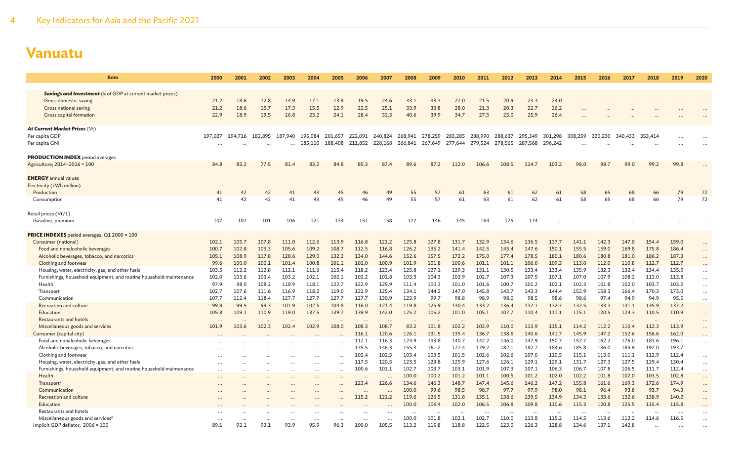# Vanuatu

| Item | 2000 | 2001 | 2002 | 2003 | 2004 | 2005 | 2006 | 2007 | 2008 | 2009 | 2010 | 2011 | 2012 | 2013 | 2014 | 2015 | 2016 | 2017 | 2018 | 2019 | 2020 |
|---|---|---|---|---|---|---|---|---|---|---|---|---|---|---|---|---|---|---|---|---|---|
| ***Savings and Investment*** (% of GDP at current market prices) | | | | | | | | | | | | | | | | | | | | | |
| Gross domestic saving | 21.2 | 18.6 | 12.8 | 14.9 | 17.1 | 13.9 | 19.5 | 24.6 | 33.1 | 33.3 | 27.0 | 21.5 | 20.9 | 23.3 | 24.0 | ... | ... | ... | ... | ... | ... |
| Gross national saving | 21.2 | 18.6 | 15.7 | 17.3 | 15.5 | 12.9 | 22.5 | 25.1 | 33.9 | 33.8 | 28.0 | 21.3 | 20.3 | 22.7 | 26.2 | ... | ... | ... | ... | ... | ... |
| Gross capital formation | 22.9 | 18.9 | 19.5 | 16.8 | 23.2 | 24.1 | 28.4 | 32.3 | 40.6 | 39.9 | 34.7 | 27.5 | 23.0 | 25.9 | 26.4 | ... | ... | ... | ... | ... | ... |
| ***At Current Market Prices*** (Vt) | | | | | | | | | | | | | | | | | | | | | |
| Per capita GDP | 197,027 | 194,716 | 182,895 | 187,940 | 195,084 | 201,657 | 222,091 | 240,824 | 268,941 | 278,259 | 283,285 | 288,990 | 288,637 | 295,349 | 301,298 | 308,259 | 320,230 | 340,433 | 353,414 | ... | ... |
| Per capita GNI | ... | ... | ... | ... | 185,110 | 188,408 | 211,852 | 228,168 | 266,841 | 267,649 | 277,644 | 279,524 | 278,565 | 287,568 | 296,242 | ... | ... | ... | ... | ... | ... |
| **PRODUCTION INDEX** period averages | | | | | | | | | | | | | | | | | | | | | |
| Agriculture; 2014–2016 = 100 | 84.8 | 85.2 | 77.5 | 81.4 | 83.2 | 84.8 | 85.3 | 87.4 | 89.6 | 87.2 | 112.0 | 106.6 | 108.5 | 114.7 | 103.2 | 98.0 | 98.7 | 99.0 | 99.2 | 99.8 | ... |
| **ENERGY** annual values | | | | | | | | | | | | | | | | | | | | | |
| Electricity (kWh million) | | | | | | | | | | | | | | | | | | | | | |
| Production | 41 | 42 | 42 | 41 | 43 | 45 | 46 | 49 | 55 | 57 | 61 | 63 | 61 | 62 | 61 | 58 | 65 | 68 | 66 | 79 | 72 |
| Consumption | 41 | 42 | 42 | 41 | 43 | 45 | 46 | 49 | 55 | 57 | 61 | 63 | 61 | 62 | 61 | 58 | 65 | 68 | 66 | 79 | 72 |
| Retail prices (Vt/L) | | | | | | | | | | | | | | | | | | | | | |
| Gasoline, premium | 107 | 107 | 101 | 106 | 121 | 134 | 151 | 158 | 177 | 146 | 145 | 164 | 175 | 174 | ... | ... | ... | ... | ... | ... | ... |
| **PRICE INDEXES** period averages; Q1 2000 = 100 | | | | | | | | | | | | | | | | | | | | | |
| Consumer (national) | 102.1 | 105.7 | 107.8 | 111.0 | 112.6 | 113.9 | 116.8 | 121.2 | 125.8 | 127.8 | 131.7 | 132.9 | 134.6 | 136.5 | 137.7 | 141.1 | 142.3 | 147.0 | 154.4 | 159.0 | ... |
| Food and nonalcoholic beverages | 100.7 | 102.8 | 103.3 | 105.6 | 109.2 | 108.7 | 112.5 | 116.8 | 126.2 | 135.2 | 141.4 | 142.5 | 145.4 | 147.6 | 150.1 | 155.5 | 159.0 | 169.8 | 175.8 | 186.4 | ... |
| Alcoholic beverages, tobacco, and narcotics | 105.1 | 108.9 | 117.8 | 128.6 | 129.0 | 132.2 | 134.0 | 144.6 | 152.6 | 157.5 | 172.2 | 175.0 | 177.4 | 178.5 | 180.1 | 180.6 | 180.8 | 181.0 | 186.2 | 187.3 | ... |
| Clothing and footwear | 99.6 | 100.0 | 100.1 | 101.4 | 100.8 | 101.1 | 101.0 | 100.9 | 101.9 | 101.8 | 100.6 | 101.1 | 101.1 | 106.0 | 109.3 | 113.0 | 112.0 | 110.8 | 112.7 | 112.7 | ... |
| Housing, water, electricity, gas, and other fuels | 103.5 | 112.2 | 112.8 | 112.1 | 111.6 | 115.4 | 118.2 | 123.4 | 125.8 | 127.1 | 129.3 | 131.1 | 130.5 | 133.4 | 133.4 | 135.9 | 132.3 | 132.4 | 134.4 | 135.5 | ... |
| Furnishings, household equipment, and routine household maintenance | 102.0 | 103.6 | 103.4 | 103.2 | 102.1 | 102.1 | 102.2 | 101.8 | 103.3 | 104.3 | 103.9 | 102.7 | 107.3 | 107.5 | 107.1 | 107.0 | 107.9 | 108.2 | 113.0 | 113.8 | ... |
| Health | 97.9 | 98.0 | 108.2 | 118.9 | 118.1 | 122.7 | 122.9 | 125.9 | 111.4 | 100.3 | 101.0 | 101.6 | 100.7 | 101.2 | 102.1 | 102.3 | 101.8 | 102.0 | 103.7 | 103.2 | ... |
| Transport | 102.7 | 107.6 | 111.6 | 116.9 | 118.2 | 119.0 | 121.9 | 125.4 | 134.1 | 144.2 | 147.0 | 145.8 | 143.7 | 143.3 | 144.4 | 152.9 | 158.3 | 166.4 | 170.3 | 173.0 | ... |
| Communication | 107.7 | 112.4 | 118.4 | 127.7 | 127.7 | 127.7 | 127.7 | 130.9 | 123.9 | 99.7 | 98.8 | 98.9 | 98.0 | 98.5 | 98.6 | 98.6 | 97.4 | 94.9 | 94.9 | 95.5 | ... |
| Recreation and culture | 99.8 | 99.5 | 99.3 | 101.9 | 102.5 | 104.8 | 116.0 | 121.4 | 119.8 | 125.9 | 130.4 | 133.2 | 136.4 | 137.1 | 132.7 | 132.5 | 133.3 | 131.1 | 135.9 | 137.2 | ... |
| Education | 105.8 | 109.1 | 110.9 | 119.0 | 137.5 | 139.7 | 139.9 | 142.0 | 125.2 | 105.2 | 101.0 | 105.1 | 107.7 | 110.4 | 111.1 | 115.1 | 120.5 | 124.3 | 110.5 | 110.9 | ... |
| Restaurants and hotels | ... | ... | ... | ... | ... | ... | ... | ... | ... | ... | ... | ... | ... | ... | ... | ... | ... | ... | ... | ... | ... |
| Miscellaneous goods and services | 101.9 | 103.6 | 102.3 | 102.4 | 102.9 | 108.0 | 108.3 | 108.7 | 83.2 | 101.8 | 102.2 | 102.9 | 110.0 | 113.9 | 115.1 | 114.2 | 112.2 | 110.4 | 112.3 | 113.9 | ... |
| Consumer (capital city) | ... | ... | ... | ... | ... | ... | 116.1 | 120.6 | 126.1 | 131.5 | 135.4 | 136.7 | 138.6 | 140.6 | 141.7 | 145.9 | 147.2 | 152.6 | 156.6 | 162.0 | ... |
| Food and nonalcoholic beverages | ... | ... | ... | ... | ... | ... | 112.1 | 116.3 | 124.9 | 133.8 | 140.7 | 142.2 | 146.0 | 147.9 | 150.7 | 157.7 | 162.2 | 176.0 | 183.6 | 196.1 | ... |
| Alcoholic beverages, tobacco, and narcotics | ... | ... | ... | ... | ... | ... | 135.5 | 146.3 | 155.3 | 161.2 | 177.4 | 179.2 | 182.1 | 182.7 | 184.6 | 185.8 | 186.0 | 185.9 | 192.0 | 193.7 | ... |
| Clothing and footwear | ... | ... | ... | ... | ... | ... | 102.4 | 102.5 | 103.4 | 103.5 | 101.5 | 102.6 | 102.6 | 107.0 | 110.5 | 115.1 | 113.0 | 111.1 | 112.9 | 112.4 | ... |
| Housing, water, electricity, gas, and other fuels | ... | ... | ... | ... | ... | ... | 117.5 | 120.5 | 123.5 | 123.8 | 125.9 | 127.6 | 126.1 | 129.1 | 129.1 | 131.7 | 127.3 | 127.5 | 129.4 | 130.4 | ... |
| Furnishings, household equipment, and routine household maintenance | ... | ... | ... | ... | ... | ... | 100.6 | 101.1 | 102.7 | 103.7 | 103.1 | 101.9 | 107.3 | 107.1 | 106.3 | 106.7 | 107.8 | 106.5 | 111.7 | 112.4 | ... |
| Health | ... | ... | ... | ... | ... | ... | ... | ... | 100.0 | 100.2 | 101.2 | 101.1 | 100.5 | 101.2 | 102.0 | 102.2 | 101.8 | 102.0 | 103.5 | 102.8 | ... |
| Transport[c] | ... | ... | ... | ... | ... | ... | 123.4 | 126.6 | 134.6 | 146.3 | 148.7 | 147.4 | 145.6 | 146.2 | 147.2 | 155.8 | 161.6 | 169.3 | 172.6 | 174.9 | ... |
| Communication | ... | ... | ... | ... | ... | ... | ... | ... | 100.0 | 99.6 | 98.5 | 98.7 | 97.7 | 97.9 | 98.0 | 98.1 | 96.4 | 93.8 | 93.7 | 94.3 | ... |
| Recreation and culture | ... | ... | ... | ... | ... | ... | 115.2 | 121.2 | 119.6 | 126.5 | 131.8 | 135.1 | 138.6 | 139.5 | 134.9 | 134.3 | 133.6 | 132.6 | 138.9 | 140.2 | ... |
| Education | ... | ... | ... | ... | ... | ... | ... | ... | 100.0 | 106.4 | 102.0 | 106.5 | 106.8 | 109.8 | 110.6 | 115.3 | 120.8 | 125.5 | 115.4 | 115.8 | ... |
| Restaurants and hotels | ... | ... | ... | ... | ... | ... | ... | ... | ... | ... | ... | ... | ... | ... | ... | ... | ... | ... | ... | ... | ... |
| Miscellaneous goods and services[d] | ... | ... | ... | ... | ... | ... | ... | ... | 100.0 | 101.8 | 102.1 | 102.7 | 110.0 | 113.8 | 115.2 | 114.5 | 113.6 | 112.2 | 114.6 | 116.5 | ... |
| Implicit GDP deflator; 2006 = 100 | 89.1 | 92.1 | 93.1 | 93.9 | 95.9 | 96.3 | 100.0 | 105.5 | 113.2 | 115.8 | 118.8 | 122.5 | 123.0 | 126.3 | 128.8 | 134.6 | 137.1 | 142.8 | ... | ... | ... |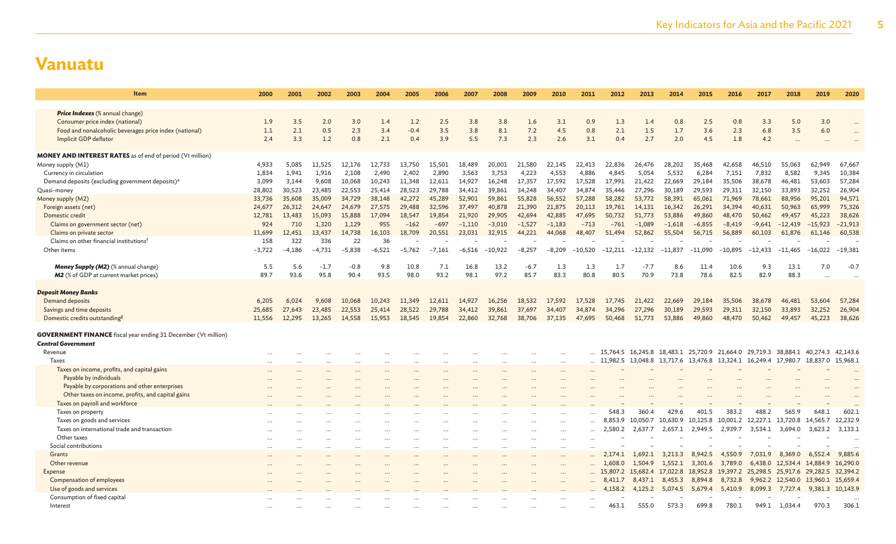# Vanuatu

| Item | 2000 | 2001 | 2002 | 2003 | 2004 | 2005 | 2006 | 2007 | 2008 | 2009 | 2010 | 2011 | 2012 | 2013 | 2014 | 2015 | 2016 | 2017 | 2018 | 2019 | 2020 |
|---|---|---|---|---|---|---|---|---|---|---|---|---|---|---|---|---|---|---|---|---|---|
| ***Price Indexes*** (% annual change) | | | | | | | | | | | | | | | | | | | | | |
| Consumer price index (national) | 1.9 | 3.5 | 2.0 | 3.0 | 1.4 | 1.2 | 2.5 | 3.8 | 3.8 | 1.6 | 3.1 | 0.9 | 1.3 | 1.4 | 0.8 | 2.5 | 0.8 | 3.3 | 5.0 | 3.0 | … |
| Food and nonalcoholic beverages price index (national) | 1.1 | 2.1 | 0.5 | 2.3 | 3.4 | −0.4 | 3.5 | 3.8 | 8.1 | 7.2 | 4.5 | 0.8 | 2.1 | 1.5 | 1.7 | 3.6 | 2.3 | 6.8 | 3.5 | 6.0 | … |
| Implicit GDP deflator | 2.4 | 3.3 | 1.2 | 0.8 | 2.1 | 0.4 | 3.9 | 5.5 | 7.3 | 2.3 | 2.6 | 3.1 | 0.4 | 2.7 | 2.0 | 4.5 | 1.8 | 4.2 | … | … | … |
| **MONEY AND INTEREST RATES** as of end of period (Vt million) | | | | | | | | | | | | | | | | | | | | | |
| Money supply (M1) | 4,933 | 5,085 | 11,525 | 12,176 | 12,733 | 13,750 | 15,501 | 18,489 | 20,001 | 21,580 | 22,145 | 22,413 | 22,836 | 26,476 | 28,202 | 35,468 | 42,658 | 46,510 | 55,063 | 62,949 | 67,667 |
| Currency in circulation | 1,834 | 1,941 | 1,916 | 2,108 | 2,490 | 2,402 | 2,890 | 3,563 | 3,753 | 4,223 | 4,553 | 4,886 | 4,845 | 5,054 | 5,532 | 6,284 | 7,151 | 7,832 | 8,582 | 9,345 | 10,384 |
| Demand deposits (excluding government deposits)[e] | 3,099 | 3,144 | 9,608 | 10,068 | 10,243 | 11,348 | 12,611 | 14,927 | 16,248 | 17,357 | 17,592 | 17,528 | 17,991 | 21,422 | 22,669 | 29,184 | 35,506 | 38,678 | 46,481 | 53,603 | 57,284 |
| Quasi-money | 28,802 | 30,523 | 23,485 | 22,553 | 25,414 | 28,523 | 29,788 | 34,412 | 39,861 | 34,248 | 34,407 | 34,874 | 35,446 | 27,296 | 30,189 | 29,593 | 29,311 | 32,150 | 33,893 | 32,252 | 26,904 |
| Money supply (M2) | 33,736 | 35,608 | 35,009 | 34,729 | 38,148 | 42,272 | 45,289 | 52,901 | 59,861 | 55,828 | 56,552 | 57,288 | 58,282 | 53,772 | 58,391 | 65,061 | 71,969 | 78,661 | 88,956 | 95,201 | 94,571 |
| Foreign assets (net) | 24,677 | 26,312 | 24,647 | 24,679 | 27,575 | 29,488 | 32,596 | 37,497 | 40,878 | 21,390 | 21,875 | 20,113 | 19,761 | 14,131 | 16,342 | 26,291 | 34,394 | 40,631 | 50,963 | 65,999 | 75,326 |
| Domestic credit | 12,781 | 13,483 | 15,093 | 15,888 | 17,094 | 18,547 | 19,854 | 21,920 | 29,905 | 42,694 | 42,885 | 47,695 | 50,732 | 51,773 | 53,886 | 49,860 | 48,470 | 50,462 | 49,457 | 45,223 | 38,626 |
| Claims on government sector (net) | 924 | 710 | 1,320 | 1,129 | 955 | −162 | −697 | −1,110 | −3,010 | −1,527 | −1,183 | −713 | −761 | −1,089 | −1,618 | −6,855 | −8,419 | −9,641 | −12,419 | −15,923 | −21,913 |
| Claims on private sector | 11,699 | 12,451 | 13,437 | 14,738 | 16,103 | 18,709 | 20,551 | 23,031 | 32,915 | 44,221 | 44,068 | 48,407 | 51,494 | 52,862 | 55,504 | 56,715 | 56,889 | 60,103 | 61,876 | 61,146 | 60,538 |
| Claims on other financial institutions[f] | 158 | 322 | 336 | 22 | 36 | – | – | – | – | – | – | – | – | – | – | – | – | – | – | – | – |
| Other items | −3,722 | −4,186 | −4,731 | −5,838 | −6,521 | −5,762 | −7,161 | −6,516 | −10,922 | −8,257 | −8,209 | −10,520 | −12,211 | −12,132 | −11,837 | −11,090 | −10,895 | −12,433 | −11,465 | −16,022 | −19,381 |
| ***Money Supply (M2)*** (% annual change) | 5.5 | 5.6 | −1.7 | −0.8 | 9.8 | 10.8 | 7.1 | 16.8 | 13.2 | −6.7 | 1.3 | 1.3 | 1.7 | −7.7 | 8.6 | 11.4 | 10.6 | 9.3 | 13.1 | 7.0 | −0.7 |
| ***M2*** (% of GDP at current market prices) | 89.7 | 93.6 | 95.8 | 90.4 | 93.5 | 98.0 | 93.2 | 98.1 | 97.2 | 85.7 | 83.3 | 80.8 | 80.5 | 70.9 | 73.8 | 78.6 | 82.5 | 82.9 | 88.3 | … | … |
| ***Deposit Money Banks*** | | | | | | | | | | | | | | | | | | | | | |
| Demand deposits | 6,205 | 6,024 | 9,608 | 10,068 | 10,243 | 11,349 | 12,611 | 14,927 | 16,256 | 18,532 | 17,592 | 17,528 | 17,745 | 21,422 | 22,669 | 29,184 | 35,506 | 38,678 | 46,481 | 53,604 | 57,284 |
| Savings and time deposits | 25,685 | 27,643 | 23,485 | 22,553 | 25,414 | 28,522 | 29,788 | 34,412 | 39,861 | 37,697 | 34,407 | 34,874 | 34,296 | 27,296 | 30,189 | 29,593 | 29,311 | 32,150 | 33,893 | 32,252 | 26,904 |
| Domestic credits outstanding[g] | 11,556 | 12,295 | 13,265 | 14,558 | 15,953 | 18,545 | 19,854 | 22,860 | 32,768 | 38,706 | 37,135 | 47,695 | 50,468 | 51,773 | 53,886 | 49,860 | 48,470 | 50,462 | 49,457 | 45,223 | 38,626 |
| **GOVERNMENT FINANCE** fiscal year ending 31 December (Vt million) | | | | | | | | | | | | | | | | | | | | | |
| ***Central Government*** | | | | | | | | | | | | | | | | | | | | | |
| Revenue | … | … | … | … | … | … | … | … | … | … | … | … | 15,764.5 | 16,245.8 | 18,483.1 | 25,720.9 | 21,664.0 | 29,719.3 | 38,884.1 | 40,274.3 | 42,143.6 |
| Taxes | … | … | … | … | … | … | … | … | … | … | … | … | 11,982.5 | 13,048.8 | 13,717.6 | 13,476.8 | 13,324.1 | 16,249.4 | 17,980.7 | 18,837.0 | 15,968.1 |
| Taxes on income, profits, and capital gains | … | … | … | … | … | … | … | … | … | … | … | … | – | – | – | – | – | – | – | – | … |
| Payable by individuals | … | … | … | … | … | … | … | … | … | … | … | … | … | … | … | … | … | … | … | … | … |
| Payable by corporations and other enterprises | … | … | … | … | … | … | … | … | … | … | … | … | … | … | … | … | … | … | … | … | … |
| Other taxes on income, profits, and capital gains | … | … | … | … | … | … | … | … | … | … | … | … | … | … | … | … | … | … | … | … | … |
| Taxes on payroll and workforce | … | … | … | … | … | … | … | … | … | … | … | … | – | – | – | – | – | – | – | – | … |
| Taxes on property | … | … | … | … | … | … | … | … | … | … | … | … | 548.3 | 360.4 | 429.6 | 401.5 | 383.2 | 488.2 | 565.9 | 648.1 | 602.1 |
| Taxes on goods and services | … | … | … | … | … | … | … | … | … | … | … | … | 8,853.9 | 10,050.7 | 10,630.9 | 10,125.8 | 10,001.2 | 12,227.1 | 13,720.8 | 14,565.7 | 12,232.9 |
| Taxes on international trade and transaction | … | … | … | … | … | … | … | … | … | … | … | … | 2,580.2 | 2,637.7 | 2,657.1 | 2,949.5 | 2,939.7 | 3,534.1 | 3,694.0 | 3,623.2 | 3,133.1 |
| Other taxes | … | … | … | … | … | … | … | … | … | … | … | … | – | – | – | – | – | – | – | – | … |
| Social contributions | … | … | … | … | … | … | … | … | … | … | … | … | – | – | – | – | – | – | – | – | … |
| Grants | … | … | … | … | … | … | … | … | … | … | … | … | 2,174.1 | 1,692.1 | 3,213.3 | 8,942.5 | 4,550.9 | 7,031.9 | 8,369.0 | 6,552.4 | 9,885.6 |
| Other revenue | … | … | … | … | … | … | … | … | … | … | … | … | 1,608.0 | 1,504.9 | 1,552.1 | 3,301.6 | 3,789.0 | 6,438.0 | 12,534.4 | 14,884.9 | 16,290.0 |
| Expense | … | … | … | … | … | … | … | … | … | … | … | … | 15,807.2 | 15,682.4 | 17,022.8 | 18,952.8 | 19,397.2 | 25,298.5 | 25,917.6 | 29,282.5 | 32,394.2 |
| Compensation of employees | … | … | … | … | … | … | … | … | … | … | … | … | 8,411.7 | 8,437.1 | 8,455.3 | 8,894.8 | 8,732.8 | 9,962.2 | 12,540.0 | 13,960.1 | 15,659.4 |
| Use of goods and services | … | … | … | … | … | … | … | … | … | … | … | … | 4,158.2 | 4,125.2 | 5,074.5 | 5,679.4 | 5,410.9 | 8,099.3 | 7,727.4 | 9,381.3 | 10,143.9 |
| Consumption of fixed capital | … | … | … | … | … | … | … | … | … | … | … | … | – | – | – | – | – | – | – | – | … |
| Interest | … | … | … | … | … | … | … | … | … | … | … | … | 463.1 | 555.0 | 573.3 | 699.8 | 780.1 | 949.1 | 1,034.4 | 970.3 | 306.1 |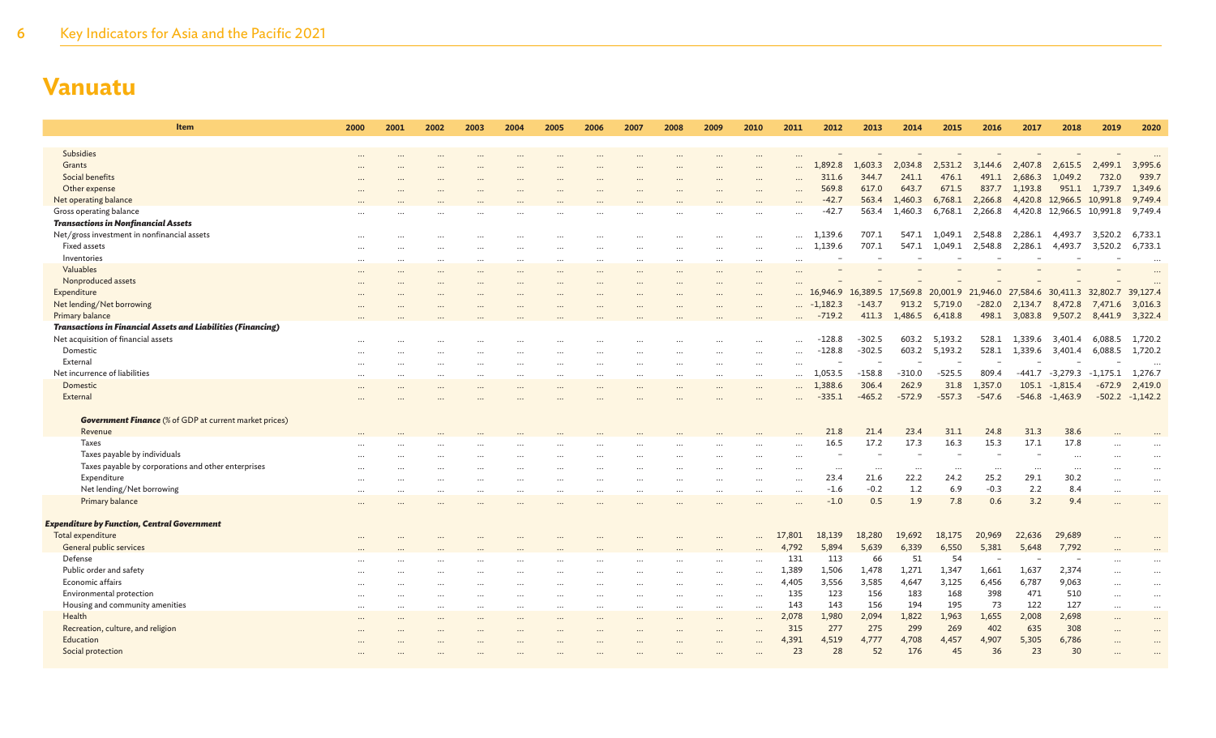# Vanuatu

| Item | 2000 | 2001 | 2002 | 2003 | 2004 | 2005 | 2006 | 2007 | 2008 | 2009 | 2010 | 2011 | 2012 | 2013 | 2014 | 2015 | 2016 | 2017 | 2018 | 2019 | 2020 |
|---|---|---|---|---|---|---|---|---|---|---|---|---|---|---|---|---|---|---|---|---|---|
| Subsidies | ... | ... | ... | ... | ... | ... | ... | ... | ... | ... | ... | ... | – | – | – | – | – | – | – | – | ... |
| Grants | ... | ... | ... | ... | ... | ... | ... | ... | ... | ... | ... | ... | 1,892.8 | 1,603.3 | 2,034.8 | 2,531.2 | 3,144.6 | 2,407.8 | 2,615.5 | 2,499.1 | 3,995.6 |
| Social benefits | ... | ... | ... | ... | ... | ... | ... | ... | ... | ... | ... | ... | 311.6 | 344.7 | 241.1 | 476.1 | 491.1 | 2,686.3 | 1,049.2 | 732.0 | 939.7 |
| Other expense | ... | ... | ... | ... | ... | ... | ... | ... | ... | ... | ... | ... | 569.8 | 617.0 | 643.7 | 671.5 | 837.7 | 1,193.8 | 951.1 | 1,739.7 | 1,349.6 |
| Net operating balance | ... | ... | ... | ... | ... | ... | ... | ... | ... | ... | ... | ... | -42.7 | 563.4 | 1,460.3 | 6,768.1 | 2,266.8 | 4,420.8 | 12,966.5 | 10,991.8 | 9,749.4 |
| Gross operating balance | ... | ... | ... | ... | ... | ... | ... | ... | ... | ... | ... | ... | -42.7 | 563.4 | 1,460.3 | 6,768.1 | 2,266.8 | 4,420.8 | 12,966.5 | 10,991.8 | 9,749.4 |
| ***Transactions in Nonfinancial Assets*** | | | | | | | | | | | | | | | | | | | | | |
| Net/gross investment in nonfinancial assets | ... | ... | ... | ... | ... | ... | ... | ... | ... | ... | ... | ... | 1,139.6 | 707.1 | 547.1 | 1,049.1 | 2,548.8 | 2,286.1 | 4,493.7 | 3,520.2 | 6,733.1 |
| Fixed assets | ... | ... | ... | ... | ... | ... | ... | ... | ... | ... | ... | ... | 1,139.6 | 707.1 | 547.1 | 1,049.1 | 2,548.8 | 2,286.1 | 4,493.7 | 3,520.2 | 6,733.1 |
| Inventories | ... | ... | ... | ... | ... | ... | ... | ... | ... | ... | ... | ... | – | – | – | – | – | – | – | – | ... |
| Valuables | ... | ... | ... | ... | ... | ... | ... | ... | ... | ... | ... | ... | – | – | – | – | – | – | – | – | ... |
| Nonproduced assets | ... | ... | ... | ... | ... | ... | ... | ... | ... | ... | ... | ... | – | – | – | – | – | – | – | – | ... |
| Expenditure | ... | ... | ... | ... | ... | ... | ... | ... | ... | ... | ... | ... | 16,946.9 | 16,389.5 | 17,569.8 | 20,001.9 | 21,946.0 | 27,584.6 | 30,411.3 | 32,802.7 | 39,127.4 |
| Net lending/Net borrowing | ... | ... | ... | ... | ... | ... | ... | ... | ... | ... | ... | ... | -1,182.3 | -143.7 | 913.2 | 5,719.0 | -282.0 | 2,134.7 | 8,472.8 | 7,471.6 | 3,016.3 |
| Primary balance | ... | ... | ... | ... | ... | ... | ... | ... | ... | ... | ... | ... | -719.2 | 411.3 | 1,486.5 | 6,418.8 | 498.1 | 3,083.8 | 9,507.2 | 8,441.9 | 3,322.4 |
| ***Transactions in Financial Assets and Liabilities (Financing)*** | | | | | | | | | | | | | | | | | | | | | |
| Net acquisition of financial assets | ... | ... | ... | ... | ... | ... | ... | ... | ... | ... | ... | ... | -128.8 | -302.5 | 603.2 | 5,193.2 | 528.1 | 1,339.6 | 3,401.4 | 6,088.5 | 1,720.2 |
| Domestic | ... | ... | ... | ... | ... | ... | ... | ... | ... | ... | ... | ... | -128.8 | -302.5 | 603.2 | 5,193.2 | 528.1 | 1,339.6 | 3,401.4 | 6,088.5 | 1,720.2 |
| External | ... | ... | ... | ... | ... | ... | ... | ... | ... | ... | ... | ... | – | – | – | – | – | – | – | – | ... |
| Net incurrence of liabilities | ... | ... | ... | ... | ... | ... | ... | ... | ... | ... | ... | ... | 1,053.5 | -158.8 | -310.0 | -525.5 | 809.4 | -441.7 | -3,279.3 | -1,175.1 | 1,276.7 |
| Domestic | ... | ... | ... | ... | ... | ... | ... | ... | ... | ... | ... | ... | 1,388.6 | 306.4 | 262.9 | 31.8 | 1,357.0 | 105.1 | -1,815.4 | -672.9 | 2,419.0 |
| External | ... | ... | ... | ... | ... | ... | ... | ... | ... | ... | ... | ... | -335.1 | -465.2 | -572.9 | -557.3 | -547.6 | -546.8 | -1,463.9 | -502.2 | -1,142.2 |
| ***Government Finance*** (% of GDP at current market prices) | | | | | | | | | | | | | | | | | | | | | |
| Revenue | ... | ... | ... | ... | ... | ... | ... | ... | ... | ... | ... | ... | 21.8 | 21.4 | 23.4 | 31.1 | 24.8 | 31.3 | 38.6 | ... | ... |
| Taxes | ... | ... | ... | ... | ... | ... | ... | ... | ... | ... | ... | ... | 16.5 | 17.2 | 17.3 | 16.3 | 15.3 | 17.1 | 17.8 | ... | ... |
| Taxes payable by individuals | ... | ... | ... | ... | ... | ... | ... | ... | ... | ... | ... | ... | – | – | – | – | – | – | – | ... | ... |
| Taxes payable by corporations and other enterprises | ... | ... | ... | ... | ... | ... | ... | ... | ... | ... | ... | ... | ... | ... | ... | ... | ... | ... | ... | ... | ... |
| Expenditure | ... | ... | ... | ... | ... | ... | ... | ... | ... | ... | ... | ... | 23.4 | 21.6 | 22.2 | 24.2 | 25.2 | 29.1 | 30.2 | ... | ... |
| Net lending/Net borrowing | ... | ... | ... | ... | ... | ... | ... | ... | ... | ... | ... | ... | -1.6 | -0.2 | 1.2 | 6.9 | -0.3 | 2.2 | 8.4 | ... | ... |
| Primary balance | ... | ... | ... | ... | ... | ... | ... | ... | ... | ... | ... | ... | -1.0 | 0.5 | 1.9 | 7.8 | 0.6 | 3.2 | 9.4 | ... | ... |
| ***Expenditure by Function, Central Government*** | | | | | | | | | | | | | | | | | | | | | |
| Total expenditure | ... | ... | ... | ... | ... | ... | ... | ... | ... | ... | ... | 17,801 | 18,139 | 18,280 | 19,692 | 18,175 | 20,969 | 22,636 | 29,689 | ... | ... |
| General public services | ... | ... | ... | ... | ... | ... | ... | ... | ... | ... | ... | 4,792 | 5,894 | 5,639 | 6,339 | 6,550 | 5,381 | 5,648 | 7,792 | ... | ... |
| Defense | ... | ... | ... | ... | ... | ... | ... | ... | ... | ... | ... | 131 | 113 | 66 | 51 | 54 | – | – | – | ... | ... |
| Public order and safety | ... | ... | ... | ... | ... | ... | ... | ... | ... | ... | ... | 1,389 | 1,506 | 1,478 | 1,271 | 1,347 | 1,661 | 1,637 | 2,374 | ... | ... |
| Economic affairs | ... | ... | ... | ... | ... | ... | ... | ... | ... | ... | ... | 4,405 | 3,556 | 3,585 | 4,647 | 3,125 | 6,456 | 6,787 | 9,063 | ... | ... |
| Environmental protection | ... | ... | ... | ... | ... | ... | ... | ... | ... | ... | ... | 135 | 123 | 156 | 183 | 168 | 398 | 471 | 510 | ... | ... |
| Housing and community amenities | ... | ... | ... | ... | ... | ... | ... | ... | ... | ... | ... | 143 | 143 | 156 | 194 | 195 | 73 | 122 | 127 | ... | ... |
| Health | ... | ... | ... | ... | ... | ... | ... | ... | ... | ... | ... | 2,078 | 1,980 | 2,094 | 1,822 | 1,963 | 1,655 | 2,008 | 2,698 | ... | ... |
| Recreation, culture, and religion | ... | ... | ... | ... | ... | ... | ... | ... | ... | ... | ... | 315 | 277 | 275 | 299 | 269 | 402 | 635 | 308 | ... | ... |
| Education | ... | ... | ... | ... | ... | ... | ... | ... | ... | ... | ... | 4,391 | 4,519 | 4,777 | 4,708 | 4,457 | 4,907 | 5,305 | 6,786 | ... | ... |
| Social protection | ... | ... | ... | ... | ... | ... | ... | ... | ... | ... | ... | 23 | 28 | 52 | 176 | 45 | 36 | 23 | 30 | ... | ... |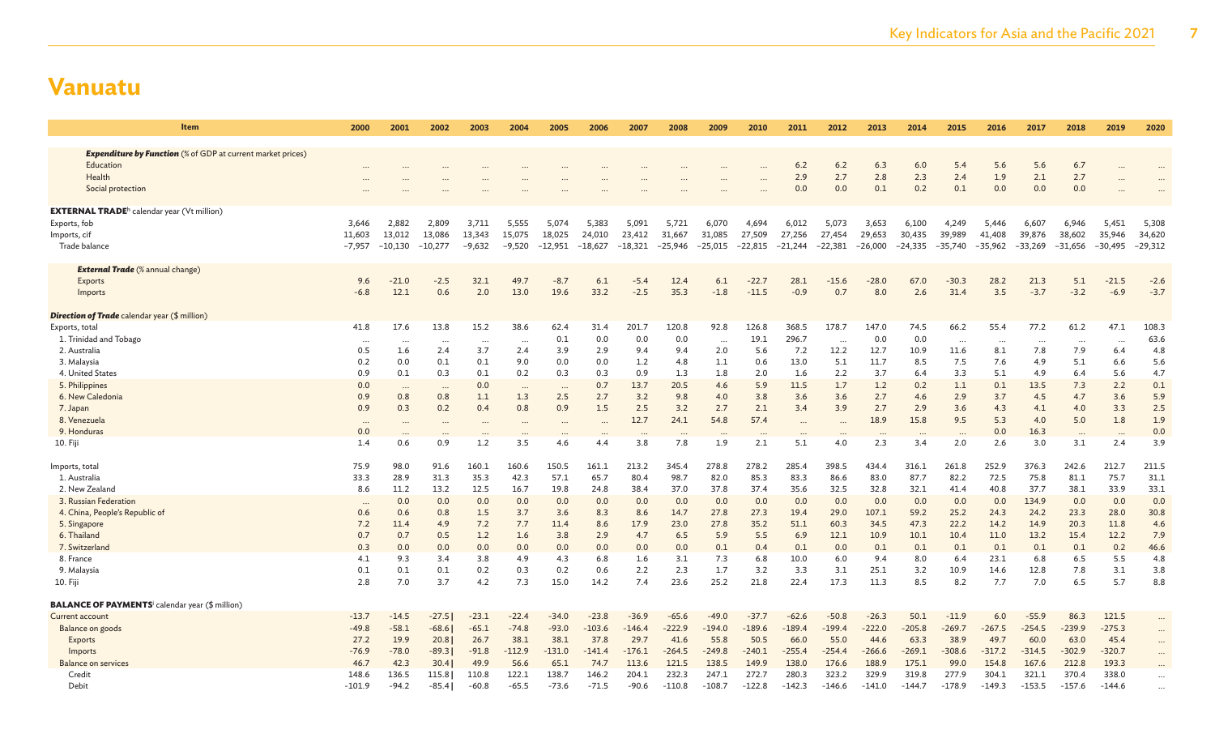# Vanuatu

| Item | 2000 | 2001 | 2002 | 2003 | 2004 | 2005 | 2006 | 2007 | 2008 | 2009 | 2010 | 2011 | 2012 | 2013 | 2014 | 2015 | 2016 | 2017 | 2018 | 2019 | 2020 |
|---|---|---|---|---|---|---|---|---|---|---|---|---|---|---|---|---|---|---|---|---|---|
| ***Expenditure by Function*** (% of GDP at current market prices) | | | | | | | | | | | | | | | | | | | | | |
| Education | ... | ... | ... | ... | ... | ... | ... | ... | ... | ... | ... | 6.2 | 6.2 | 6.3 | 6.0 | 5.4 | 5.6 | 5.6 | 6.7 | ... | ... |
| Health | ... | ... | ... | ... | ... | ... | ... | ... | ... | ... | ... | 2.9 | 2.7 | 2.8 | 2.3 | 2.4 | 1.9 | 2.1 | 2.7 | ... | ... |
| Social protection | ... | ... | ... | ... | ... | ... | ... | ... | ... | ... | ... | 0.0 | 0.0 | 0.1 | 0.2 | 0.1 | 0.0 | 0.0 | 0.0 | ... | ... |
| **EXTERNAL TRADE**[h] calendar year (Vt million) | | | | | | | | | | | | | | | | | | | | | |
| Exports, fob | 3,646 | 2,882 | 2,809 | 3,711 | 5,555 | 5,074 | 5,383 | 5,091 | 5,721 | 6,070 | 4,694 | 6,012 | 5,073 | 3,653 | 6,100 | 4,249 | 5,446 | 6,607 | 6,946 | 5,451 | 5,308 |
| Imports, cif | 11,603 | 13,012 | 13,086 | 13,343 | 15,075 | 18,025 | 24,010 | 23,412 | 31,667 | 31,085 | 27,509 | 27,256 | 27,454 | 29,653 | 30,435 | 39,989 | 41,408 | 39,876 | 38,602 | 35,946 | 34,620 |
| Trade balance | −7,957 | −10,130 | −10,277 | −9,632 | −9,520 | −12,951 | −18,627 | −18,321 | −25,946 | −25,015 | −22,815 | −21,244 | −22,381 | −26,000 | −24,335 | −35,740 | −35,962 | −33,269 | −31,656 | −30,495 | −29,312 |
| ***External Trade*** (% annual change) | | | | | | | | | | | | | | | | | | | | | |
| Exports | 9.6 | −21.0 | −2.5 | 32.1 | 49.7 | −8.7 | 6.1 | −5.4 | 12.4 | 6.1 | −22.7 | 28.1 | −15.6 | −28.0 | 67.0 | −30.3 | 28.2 | 21.3 | 5.1 | −21.5 | −2.6 |
| Imports | −6.8 | 12.1 | 0.6 | 2.0 | 13.0 | 19.6 | 33.2 | −2.5 | 35.3 | −1.8 | −11.5 | −0.9 | 0.7 | 8.0 | 2.6 | 31.4 | 3.5 | −3.7 | −3.2 | −6.9 | −3.7 |
| ***Direction of Trade*** calendar year ($ million) | | | | | | | | | | | | | | | | | | | | | |
| Exports, total | 41.8 | 17.6 | 13.8 | 15.2 | 38.6 | 62.4 | 31.4 | 201.7 | 120.8 | 92.8 | 126.8 | 368.5 | 178.7 | 147.0 | 74.5 | 66.2 | 55.4 | 77.2 | 61.2 | 47.1 | 108.3 |
| 1. Trinidad and Tobago | ... | ... | ... | ... | ... | 0.1 | 0.0 | 0.0 | 0.0 | ... | 19.1 | 296.7 | ... | 0.0 | 0.0 | ... | ... | ... | ... | ... | 63.6 |
| 2. Australia | 0.5 | 1.6 | 2.4 | 3.7 | 2.4 | 3.9 | 2.9 | 9.4 | 9.4 | 2.0 | 5.6 | 7.2 | 12.2 | 12.7 | 10.9 | 11.6 | 8.1 | 7.8 | 7.9 | 6.4 | 4.8 |
| 3. Malaysia | 0.2 | 0.0 | 0.1 | 0.1 | 9.0 | 0.0 | 0.0 | 1.2 | 4.8 | 1.1 | 0.6 | 13.0 | 5.1 | 11.7 | 8.5 | 7.5 | 7.6 | 4.9 | 5.1 | 6.6 | 5.6 |
| 4. United States | 0.9 | 0.1 | 0.3 | 0.1 | 0.2 | 0.3 | 0.3 | 0.9 | 1.3 | 1.8 | 2.0 | 1.6 | 2.2 | 3.7 | 6.4 | 3.3 | 5.1 | 4.9 | 6.4 | 5.6 | 4.7 |
| 5. Philippines | 0.0 | ... | ... | 0.0 | ... | ... | 0.7 | 13.7 | 20.5 | 4.6 | 5.9 | 11.5 | 1.7 | 1.2 | 0.2 | 1.1 | 0.1 | 13.5 | 7.3 | 2.2 | 0.1 |
| 6. New Caledonia | 0.9 | 0.8 | 0.8 | 1.1 | 1.3 | 2.5 | 2.7 | 3.2 | 9.8 | 4.0 | 3.8 | 3.6 | 3.6 | 2.7 | 4.6 | 2.9 | 3.7 | 4.5 | 4.7 | 3.6 | 5.9 |
| 7. Japan | 0.9 | 0.3 | 0.2 | 0.4 | 0.8 | 0.9 | 1.5 | 2.5 | 3.2 | 2.7 | 2.1 | 3.4 | 3.9 | 2.7 | 2.9 | 3.6 | 4.3 | 4.1 | 4.0 | 3.3 | 2.5 |
| 8. Venezuela | ... | ... | ... | ... | ... | ... | ... | 12.7 | 24.1 | 54.8 | 57.4 | ... | ... | 18.9 | 15.8 | 9.5 | 5.3 | 4.0 | 5.0 | 1.8 | 1.9 |
| 9. Honduras | 0.0 | ... | ... | ... | ... | ... | ... | ... | ... | ... | ... | ... | ... | ... | ... | ... | 0.0 | 16.3 | ... | ... | 0.0 |
| 10. Fiji | 1.4 | 0.6 | 0.9 | 1.2 | 3.5 | 4.6 | 4.4 | 3.8 | 7.8 | 1.9 | 2.1 | 5.1 | 4.0 | 2.3 | 3.4 | 2.0 | 2.6 | 3.0 | 3.1 | 2.4 | 3.9 |
| Imports, total | 75.9 | 98.0 | 91.6 | 160.1 | 160.6 | 150.5 | 161.1 | 213.2 | 345.4 | 278.8 | 278.2 | 285.4 | 398.5 | 434.4 | 316.1 | 261.8 | 252.9 | 376.3 | 242.6 | 212.7 | 211.5 |
| 1. Australia | 33.3 | 28.9 | 31.3 | 35.3 | 42.3 | 57.1 | 65.7 | 80.4 | 98.7 | 82.0 | 85.3 | 83.3 | 86.6 | 83.0 | 87.7 | 82.2 | 72.5 | 75.8 | 81.1 | 75.7 | 31.1 |
| 2. New Zealand | 8.6 | 11.2 | 13.2 | 12.5 | 16.7 | 19.8 | 24.8 | 38.4 | 37.0 | 37.8 | 37.4 | 35.6 | 32.5 | 32.8 | 32.1 | 41.4 | 40.8 | 37.7 | 38.1 | 33.9 | 33.1 |
| 3. Russian Federation | ... | 0.0 | 0.0 | 0.0 | 0.0 | 0.0 | 0.0 | 0.0 | 0.0 | 0.0 | 0.0 | 0.0 | 0.0 | 0.0 | 0.0 | 0.0 | 0.0 | 134.9 | 0.0 | 0.0 | 0.0 |
| 4. China, People's Republic of | 0.6 | 0.6 | 0.8 | 1.5 | 3.7 | 3.6 | 8.3 | 8.6 | 14.7 | 27.8 | 27.3 | 19.4 | 29.0 | 107.1 | 59.2 | 25.2 | 24.3 | 24.2 | 23.3 | 28.0 | 30.8 |
| 5. Singapore | 7.2 | 11.4 | 4.9 | 7.2 | 7.7 | 11.4 | 8.6 | 17.9 | 23.0 | 27.8 | 35.2 | 51.1 | 60.3 | 34.5 | 47.3 | 22.2 | 14.2 | 14.9 | 20.3 | 11.8 | 4.6 |
| 6. Thailand | 0.7 | 0.7 | 0.5 | 1.2 | 1.6 | 3.8 | 2.9 | 4.7 | 6.5 | 5.9 | 5.5 | 6.9 | 12.1 | 10.9 | 10.1 | 10.4 | 11.0 | 13.2 | 15.4 | 12.2 | 7.9 |
| 7. Switzerland | 0.3 | 0.0 | 0.0 | 0.0 | 0.0 | 0.0 | 0.0 | 0.0 | 0.0 | 0.1 | 0.4 | 0.1 | 0.0 | 0.1 | 0.1 | 0.1 | 0.1 | 0.1 | 0.1 | 0.2 | 46.6 |
| 8. France | 4.1 | 9.3 | 3.4 | 3.8 | 4.9 | 4.3 | 6.8 | 1.6 | 3.1 | 7.3 | 6.8 | 10.0 | 6.0 | 9.4 | 8.0 | 6.4 | 23.1 | 6.8 | 6.5 | 5.5 | 4.8 |
| 9. Malaysia | 0.1 | 0.1 | 0.1 | 0.2 | 0.3 | 0.2 | 0.6 | 2.2 | 2.3 | 1.7 | 3.2 | 3.3 | 3.1 | 25.1 | 3.2 | 10.9 | 14.6 | 12.8 | 7.8 | 3.1 | 3.8 |
| 10. Fiji | 2.8 | 7.0 | 3.7 | 4.2 | 7.3 | 15.0 | 14.2 | 7.4 | 23.6 | 25.2 | 21.8 | 22.4 | 17.3 | 11.3 | 8.5 | 8.2 | 7.7 | 7.0 | 6.5 | 5.7 | 8.8 |
| **BALANCE OF PAYMENTS**[i] calendar year ($ million) | | | | | | | | | | | | | | | | | | | | | |
| Current account | −13.7 | −14.5 | −27.5 | −23.1 | −22.4 | −34.0 | −23.8 | −36.9 | −65.6 | −49.0 | −37.7 | −62.6 | −50.8 | −26.3 | 50.1 | −11.9 | 6.0 | −55.9 | 86.3 | 121.5 | ... |
| Balance on goods | −49.8 | −58.1 | −68.6 | −65.1 | −74.8 | −93.0 | −103.6 | −146.4 | −222.9 | −194.0 | −189.6 | −189.4 | −199.4 | −222.0 | −205.8 | −269.7 | −267.5 | −254.5 | −239.9 | −275.3 | ... |
| Exports | 27.2 | 19.9 | 20.8 | 26.7 | 38.1 | 38.1 | 37.8 | 29.7 | 41.6 | 55.8 | 50.5 | 66.0 | 55.0 | 44.6 | 63.3 | 38.9 | 49.7 | 60.0 | 63.0 | 45.4 | ... |
| Imports | −76.9 | −78.0 | −89.3 | −91.8 | −112.9 | −131.0 | −141.4 | −176.1 | −264.5 | −249.8 | −240.1 | −255.4 | −254.4 | −266.6 | −269.1 | −308.6 | −317.2 | −314.5 | −302.9 | −320.7 | ... |
| Balance on services | 46.7 | 42.3 | 30.4 | 49.9 | 56.6 | 65.1 | 74.7 | 113.6 | 121.5 | 138.5 | 149.9 | 138.0 | 176.6 | 188.9 | 175.1 | 99.0 | 154.8 | 167.6 | 212.8 | 193.3 | ... |
| Credit | 148.6 | 136.5 | 115.8 | 110.8 | 122.1 | 138.7 | 146.2 | 204.1 | 232.3 | 247.1 | 272.7 | 280.3 | 323.2 | 329.9 | 319.8 | 277.9 | 304.1 | 321.1 | 370.4 | 338.0 | ... |
| Debit | −101.9 | −94.2 | −85.4 | −60.8 | −65.5 | −73.6 | −71.5 | −90.6 | −110.8 | −108.7 | −122.8 | −142.3 | −146.6 | −141.0 | −144.7 | −178.9 | −149.3 | −153.5 | −157.6 | −144.6 | ... |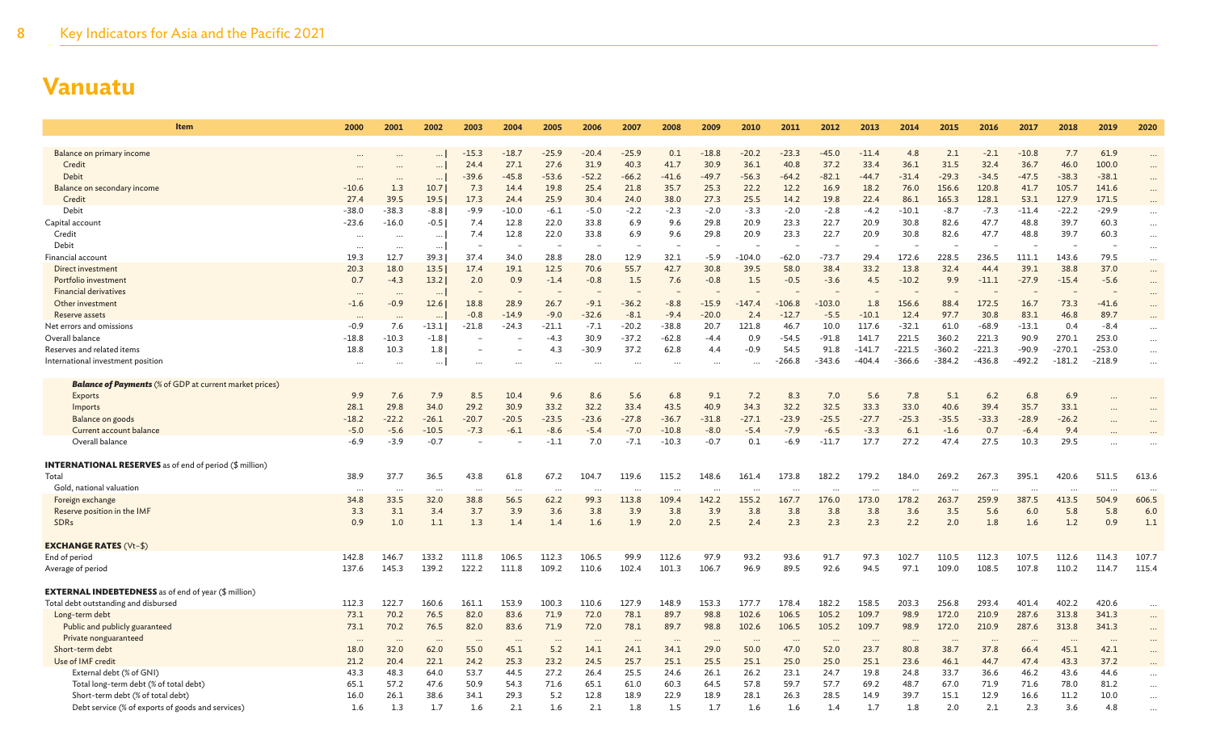# Vanuatu

| Item | 2000 | 2001 | 2002 | 2003 | 2004 | 2005 | 2006 | 2007 | 2008 | 2009 | 2010 | 2011 | 2012 | 2013 | 2014 | 2015 | 2016 | 2017 | 2018 | 2019 | 2020 |
|---|---|---|---|---|---|---|---|---|---|---|---|---|---|---|---|---|---|---|---|---|---|
| Balance on primary income | ... | ... | ... | -15.3 | -18.7 | -25.9 | -20.4 | -25.9 | 0.1 | -18.8 | -20.2 | -23.3 | -45.0 | -11.4 | 4.8 | 2.1 | -2.1 | -10.8 | 7.7 | 61.9 | ... |
| Credit | ... | ... | ... | 24.4 | 27.1 | 27.6 | 31.9 | 40.3 | 41.7 | 30.9 | 36.1 | 40.8 | 37.2 | 33.4 | 36.1 | 31.5 | 32.4 | 36.7 | 46.0 | 100.0 | ... |
| Debit | ... | ... | ... | -39.6 | -45.8 | -53.6 | -52.2 | -66.2 | -41.6 | -49.7 | -56.3 | -64.2 | -82.1 | -44.7 | -31.4 | -29.3 | -34.5 | -47.5 | -38.3 | -38.1 | ... |
| Balance on secondary income | -10.6 | 1.3 | 10.7 | 7.3 | 14.4 | 19.8 | 25.4 | 21.8 | 35.7 | 25.3 | 22.2 | 12.2 | 16.9 | 18.2 | 76.0 | 156.6 | 120.8 | 41.7 | 105.7 | 141.6 | ... |
| Credit | 27.4 | 39.5 | 19.5 | 17.3 | 24.4 | 25.9 | 30.4 | 24.0 | 38.0 | 27.3 | 25.5 | 14.2 | 19.8 | 22.4 | 86.1 | 165.3 | 128.1 | 53.1 | 127.9 | 171.5 | ... |
| Debit | -38.0 | -38.3 | -8.8 | -9.9 | -10.0 | -6.1 | -5.0 | -2.2 | -2.3 | -2.0 | -3.3 | -2.0 | -2.8 | -4.2 | -10.1 | -8.7 | -7.3 | -11.4 | -22.2 | -29.9 | ... |
| Capital account | -23.6 | -16.0 | -0.5 | 7.4 | 12.8 | 22.0 | 33.8 | 6.9 | 9.6 | 29.8 | 20.9 | 23.3 | 22.7 | 20.9 | 30.8 | 82.6 | 47.7 | 48.8 | 39.7 | 60.3 | ... |
| Credit | ... | ... | ... | 7.4 | 12.8 | 22.0 | 33.8 | 6.9 | 9.6 | 29.8 | 20.9 | 23.3 | 22.7 | 20.9 | 30.8 | 82.6 | 47.7 | 48.8 | 39.7 | 60.3 | ... |
| Debit | ... | ... | ... | – | – | – | – | – | – | – | – | – | – | – | – | – | – | – | – | – | ... |
| Financial account | 19.3 | 12.7 | 39.3 | 37.4 | 34.0 | 28.8 | 28.0 | 12.9 | 32.1 | -5.9 | -104.0 | -62.0 | -73.7 | 29.4 | 172.6 | 228.5 | 236.5 | 111.1 | 143.6 | 79.5 | ... |
| Direct investment | 20.3 | 18.0 | 13.5 | 17.4 | 19.1 | 12.5 | 70.6 | 55.7 | 42.7 | 30.8 | 39.5 | 58.0 | 38.4 | 33.2 | 13.8 | 32.4 | 44.4 | 39.1 | 38.8 | 37.0 | ... |
| Portfolio investment | 0.7 | -4.3 | 13.2 | 2.0 | 0.9 | -1.4 | -0.8 | 1.5 | 7.6 | -0.8 | 1.5 | -0.5 | -3.6 | 4.5 | -10.2 | 9.9 | -11.1 | -27.9 | -15.4 | -5.6 | ... |
| Financial derivatives | ... | ... | ... | – | – | – | – | – | – | – | – | – | – | – | – | – | – | – | – | – | ... |
| Other investment | -1.6 | -0.9 | 12.6 | 18.8 | 28.9 | 26.7 | -9.1 | -36.2 | -8.8 | -15.9 | -147.4 | -106.8 | -103.0 | 1.8 | 156.6 | 88.4 | 172.5 | 16.7 | 73.3 | -41.6 | ... |
| Reserve assets | ... | ... | ... | -0.8 | -14.9 | -9.0 | -32.6 | -8.1 | -9.4 | -20.0 | 2.4 | -12.7 | -5.5 | -10.1 | 12.4 | 97.7 | 30.8 | 83.1 | 46.8 | 89.7 | ... |
| Net errors and omissions | -0.9 | 7.6 | -13.1 | -21.8 | -24.3 | -21.1 | -7.1 | -20.2 | -38.8 | 20.7 | 121.8 | 46.7 | 10.0 | 117.6 | -32.1 | 61.0 | -68.9 | -13.1 | 0.4 | -8.4 | ... |
| Overall balance | -18.8 | -10.3 | -1.8 | – | – | -4.3 | 30.9 | -37.2 | -62.8 | -4.4 | 0.9 | -54.5 | -91.8 | 141.7 | 221.5 | 360.2 | 221.3 | 90.9 | 270.1 | 253.0 | ... |
| Reserves and related items | 18.8 | 10.3 | 1.8 | – | – | 4.3 | -30.9 | 37.2 | 62.8 | 4.4 | -0.9 | 54.5 | 91.8 | -141.7 | -221.5 | -360.2 | -221.3 | -90.9 | -270.1 | -253.0 | ... |
| International investment position | ... | ... | ... | ... | ... | ... | ... | ... | ... | ... | ... | -266.8 | -343.6 | -404.4 | -366.6 | -384.2 | -436.8 | -492.2 | -181.2 | -218.9 | ... |
| ***Balance of Payments*** (% of GDP at current market prices) | | | | | | | | | | | | | | | | | | | | | |
| Exports | 9.9 | 7.6 | 7.9 | 8.5 | 10.4 | 9.6 | 8.6 | 5.6 | 6.8 | 9.1 | 7.2 | 8.3 | 7.0 | 5.6 | 7.8 | 5.1 | 6.2 | 6.8 | 6.9 | ... | ... |
| Imports | 28.1 | 29.8 | 34.0 | 29.2 | 30.9 | 33.2 | 32.2 | 33.4 | 43.5 | 40.9 | 34.3 | 32.2 | 32.5 | 33.3 | 33.0 | 40.6 | 39.4 | 35.7 | 33.1 | ... | ... |
| Balance on goods | -18.2 | -22.2 | -26.1 | -20.7 | -20.5 | -23.5 | -23.6 | -27.8 | -36.7 | -31.8 | -27.1 | -23.9 | -25.5 | -27.7 | -25.3 | -35.5 | -33.3 | -28.9 | -26.2 | ... | ... |
| Current account balance | -5.0 | -5.6 | -10.5 | -7.3 | -6.1 | -8.6 | -5.4 | -7.0 | -10.8 | -8.0 | -5.4 | -7.9 | -6.5 | -3.3 | 6.1 | -1.6 | 0.7 | -6.4 | 9.4 | ... | ... |
| Overall balance | -6.9 | -3.9 | -0.7 | – | – | -1.1 | 7.0 | -7.1 | -10.3 | -0.7 | 0.1 | -6.9 | -11.7 | 17.7 | 27.2 | 47.4 | 27.5 | 10.3 | 29.5 | ... | ... |
| **INTERNATIONAL RESERVES** as of end of period ($ million) | | | | | | | | | | | | | | | | | | | | | |
| Total | 38.9 | 37.7 | 36.5 | 43.8 | 61.8 | 67.2 | 104.7 | 119.6 | 115.2 | 148.6 | 161.4 | 173.8 | 182.2 | 179.2 | 184.0 | 269.2 | 267.3 | 395.1 | 420.6 | 511.5 | 613.6 |
| Gold, national valuation | ... | ... | ... | ... | ... | ... | ... | ... | ... | ... | ... | ... | ... | ... | ... | ... | ... | ... | ... | ... | ... |
| Foreign exchange | 34.8 | 33.5 | 32.0 | 38.8 | 56.5 | 62.2 | 99.3 | 113.8 | 109.4 | 142.2 | 155.2 | 167.7 | 176.0 | 173.0 | 178.2 | 263.7 | 259.9 | 387.5 | 413.5 | 504.9 | 606.5 |
| Reserve position in the IMF | 3.3 | 3.1 | 3.4 | 3.7 | 3.9 | 3.6 | 3.8 | 3.9 | 3.8 | 3.9 | 3.8 | 3.8 | 3.8 | 3.8 | 3.6 | 3.5 | 5.6 | 6.0 | 5.8 | 5.8 | 6.0 |
| SDRs | 0.9 | 1.0 | 1.1 | 1.3 | 1.4 | 1.4 | 1.6 | 1.9 | 2.0 | 2.5 | 2.4 | 2.3 | 2.3 | 2.3 | 2.2 | 2.0 | 1.8 | 1.6 | 1.2 | 0.9 | 1.1 |
| **EXCHANGE RATES** (Vt–$) | | | | | | | | | | | | | | | | | | | | | |
| End of period | 142.8 | 146.7 | 133.2 | 111.8 | 106.5 | 112.3 | 106.5 | 99.9 | 112.6 | 97.9 | 93.2 | 93.6 | 91.7 | 97.3 | 102.7 | 110.5 | 112.3 | 107.5 | 112.6 | 114.3 | 107.7 |
| Average of period | 137.6 | 145.3 | 139.2 | 122.2 | 111.8 | 109.2 | 110.6 | 102.4 | 101.3 | 106.7 | 96.9 | 89.5 | 92.6 | 94.5 | 97.1 | 109.0 | 108.5 | 107.8 | 110.2 | 114.7 | 115.4 |
| **EXTERNAL INDEBTEDNESS** as of end of year ($ million) | | | | | | | | | | | | | | | | | | | | | |
| Total debt outstanding and disbursed | 112.3 | 122.7 | 160.6 | 161.1 | 153.9 | 100.3 | 110.6 | 127.9 | 148.9 | 153.3 | 177.7 | 178.4 | 182.2 | 158.5 | 203.3 | 256.8 | 293.4 | 401.4 | 402.2 | 420.6 | ... |
| Long-term debt | 73.1 | 70.2 | 76.5 | 82.0 | 83.6 | 71.9 | 72.0 | 78.1 | 89.7 | 98.8 | 102.6 | 106.5 | 105.2 | 109.7 | 98.9 | 172.0 | 210.9 | 287.6 | 313.8 | 341.3 | ... |
| Public and publicly guaranteed | 73.1 | 70.2 | 76.5 | 82.0 | 83.6 | 71.9 | 72.0 | 78.1 | 89.7 | 98.8 | 102.6 | 106.5 | 105.2 | 109.7 | 98.9 | 172.0 | 210.9 | 287.6 | 313.8 | 341.3 | ... |
| Private nonguaranteed | ... | ... | ... | ... | ... | ... | ... | ... | ... | ... | ... | ... | ... | ... | ... | ... | ... | ... | ... | ... | ... |
| Short-term debt | 18.0 | 32.0 | 62.0 | 55.0 | 45.1 | 5.2 | 14.1 | 24.1 | 34.1 | 29.0 | 50.0 | 47.0 | 52.0 | 23.7 | 80.8 | 38.7 | 37.8 | 66.4 | 45.1 | 42.1 | ... |
| Use of IMF credit | 21.2 | 20.4 | 22.1 | 24.2 | 25.3 | 23.2 | 24.5 | 25.7 | 25.1 | 25.5 | 25.1 | 25.0 | 25.0 | 25.1 | 23.6 | 46.1 | 44.7 | 47.4 | 43.3 | 37.2 | ... |
| External debt (% of GNI) | 43.3 | 48.3 | 64.0 | 53.7 | 44.5 | 27.2 | 26.4 | 25.5 | 24.6 | 26.1 | 26.2 | 23.1 | 24.7 | 19.8 | 24.8 | 33.7 | 36.6 | 46.2 | 43.6 | 44.6 | ... |
| Total long-term debt (% of total debt) | 65.1 | 57.2 | 47.6 | 50.9 | 54.3 | 71.6 | 65.1 | 61.0 | 60.3 | 64.5 | 57.8 | 59.7 | 57.7 | 69.2 | 48.7 | 67.0 | 71.9 | 71.6 | 78.0 | 81.2 | ... |
| Short-term debt (% of total debt) | 16.0 | 26.1 | 38.6 | 34.1 | 29.3 | 5.2 | 12.8 | 18.9 | 22.9 | 18.9 | 28.1 | 26.3 | 28.5 | 14.9 | 39.7 | 15.1 | 12.9 | 16.6 | 11.2 | 10.0 | ... |
| Debt service (% of exports of goods and services) | 1.6 | 1.3 | 1.7 | 1.6 | 2.1 | 1.6 | 2.1 | 1.8 | 1.5 | 1.7 | 1.6 | 1.6 | 1.4 | 1.7 | 1.8 | 2.0 | 2.1 | 2.3 | 3.6 | 4.8 | ... |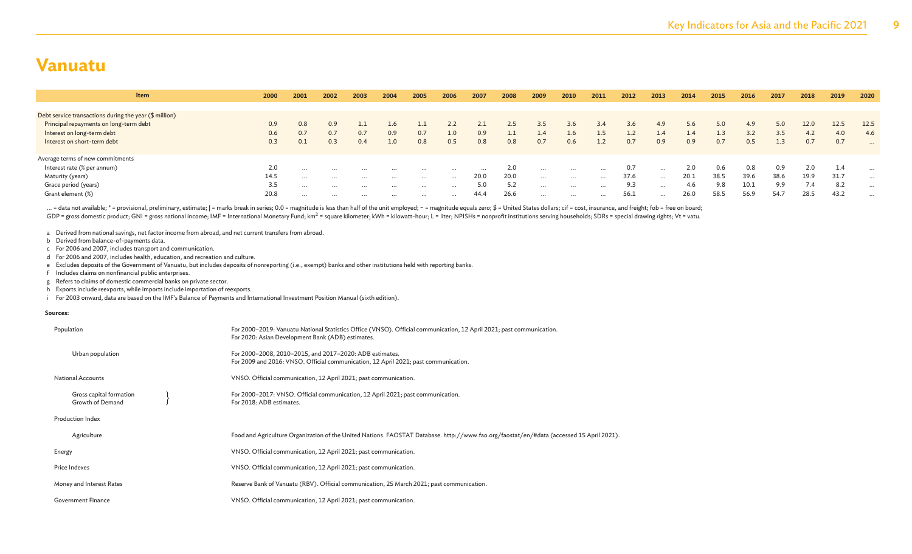# Vanuatu

| Item | 2000 | 2001 | 2002 | 2003 | 2004 | 2005 | 2006 | 2007 | 2008 | 2009 | 2010 | 2011 | 2012 | 2013 | 2014 | 2015 | 2016 | 2017 | 2018 | 2019 | 2020 |
|---|---|---|---|---|---|---|---|---|---|---|---|---|---|---|---|---|---|---|---|---|---|
| Debt service transactions during the year ($ million) | | | | | | | | | | | | | | | | | | | | | |
| Principal repayments on long-term debt | 0.9 | 0.8 | 0.9 | 1.1 | 1.6 | 1.1 | 2.2 | 2.1 | 2.5 | 3.5 | 3.6 | 3.4 | 3.6 | 4.9 | 5.6 | 5.0 | 4.9 | 5.0 | 12.0 | 12.5 | 12.5 |
| Interest on long-term debt | 0.6 | 0.7 | 0.7 | 0.7 | 0.9 | 0.7 | 1.0 | 0.9 | 1.1 | 1.4 | 1.6 | 1.5 | 1.2 | 1.4 | 1.4 | 1.3 | 3.2 | 3.5 | 4.2 | 4.0 | 4.6 |
| Interest on short-term debt | 0.3 | 0.1 | 0.3 | 0.4 | 1.0 | 0.8 | 0.5 | 0.8 | 0.8 | 0.7 | 0.6 | 1.2 | 0.7 | 0.9 | 0.9 | 0.7 | 0.5 | 1.3 | 0.7 | 0.7 | ... |
| Average terms of new commitments | | | | | | | | | | | | | | | | | | | | | |
| Interest rate (% per annum) | 2.0 | ... | ... | ... | ... | ... | ... | ... | 2.0 | ... | ... | ... | 0.7 | ... | 2.0 | 0.6 | 0.8 | 0.9 | 2.0 | 1.4 | ... |
| Maturity (years) | 14.5 | ... | ... | ... | ... | ... | ... | 20.0 | 20.0 | ... | ... | ... | 37.6 | ... | 20.1 | 38.5 | 39.6 | 38.6 | 19.9 | 31.7 | ... |
| Grace period (years) | 3.5 | ... | ... | ... | ... | ... | ... | 5.0 | 5.2 | ... | ... | ... | 9.3 | ... | 4.6 | 9.8 | 10.1 | 9.9 | 7.4 | 8.2 | ... |
| Grant element (%) | 20.8 | ... | ... | ... | ... | ... | ... | 44.4 | 26.6 | ... | ... | ... | 56.1 | ... | 26.0 | 58.5 | 56.9 | 54.7 | 28.5 | 43.2 | ... |

... = data not available; * = provisional, preliminary, estimate; | = marks break in series; 0.0 = magnitude is less than half of the unit employed; − = magnitude equals zero; $ = United States dollars; cif = cost, insurance, and freight; fob = free on board; GDP = gross domestic product; GNI = gross national income; IMF = International Monetary Fund; $km^2$ = square kilometer; kWh = kilowatt-hour; L = liter; NPISHs = nonprofit institutions serving households; SDRs = special drawing rights; Vt = vatu.

a Derived from national savings, net factor income from abroad, and net current transfers from abroad.
b Derived from balance-of-payments data.
c For 2006 and 2007, includes transport and communication.
d For 2006 and 2007, includes health, education, and recreation and culture.
e Excludes deposits of the Government of Vanuatu, but includes deposits of nonreporting (i.e., exempt) banks and other institutions held with reporting banks.
f Includes claims on nonfinancial public enterprises.
g Refers to claims of domestic commercial banks on private sector.
h Exports include reexports, while imports include importation of reexports.
i For 2003 onward, data are based on the IMF's Balance of Payments and International Investment Position Manual (sixth edition).

**Sources:**

| | |
|---|---|
| Population | For 2000–2019: Vanuatu National Statistics Office (VNSO). Official communication, 12 April 2021; past communication. For 2020: Asian Development Bank (ADB) estimates. |
| Urban population | For 2000–2008, 2010–2015, and 2017–2020: ADB estimates. For 2009 and 2016: VNSO. Official communication, 12 April 2021; past communication. |
| National Accounts | VNSO. Official communication, 12 April 2021; past communication. |
| Gross capital formation; Growth of Demand | For 2000–2017: VNSO. Official communication, 12 April 2021; past communication. For 2018: ADB estimates. |
| Production Index | |
| Agriculture | Food and Agriculture Organization of the United Nations. FAOSTAT Database. http://www.fao.org/faostat/en/#data (accessed 15 April 2021). |
| Energy | VNSO. Official communication, 12 April 2021; past communication. |
| Price Indexes | VNSO. Official communication, 12 April 2021; past communication. |
| Money and Interest Rates | Reserve Bank of Vanuatu (RBV). Official communication, 25 March 2021; past communication. |
| Government Finance | VNSO. Official communication, 12 April 2021; past communication. |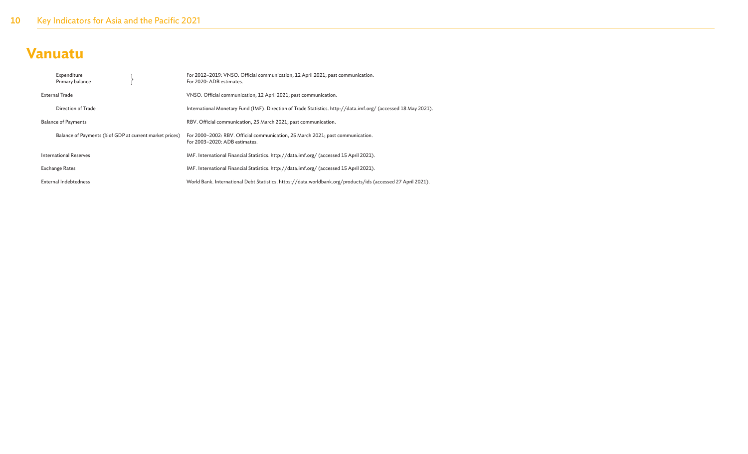# Vanuatu

| | |
|---|---|
| Expenditure<br>Primary balance | For 2012–2019: VNSO. Official communication, 12 April 2021; past communication.<br>For 2020: ADB estimates. |
| External Trade | VNSO. Official communication, 12 April 2021; past communication. |
| Direction of Trade | International Monetary Fund (IMF). Direction of Trade Statistics. http://data.imf.org/ (accessed 18 May 2021). |
| Balance of Payments | RBV. Official communication, 25 March 2021; past communication. |
| Balance of Payments (% of GDP at current market prices) | For 2000–2002: RBV. Official communication, 25 March 2021; past communication.<br>For 2003–2020: ADB estimates. |
| International Reserves | IMF. International Financial Statistics. http://data.imf.org/ (accessed 15 April 2021). |
| Exchange Rates | IMF. International Financial Statistics. http://data.imf.org/ (accessed 15 April 2021). |
| External Indebtedness | World Bank. International Debt Statistics. https://data.worldbank.org/products/ids (accessed 27 April 2021). |